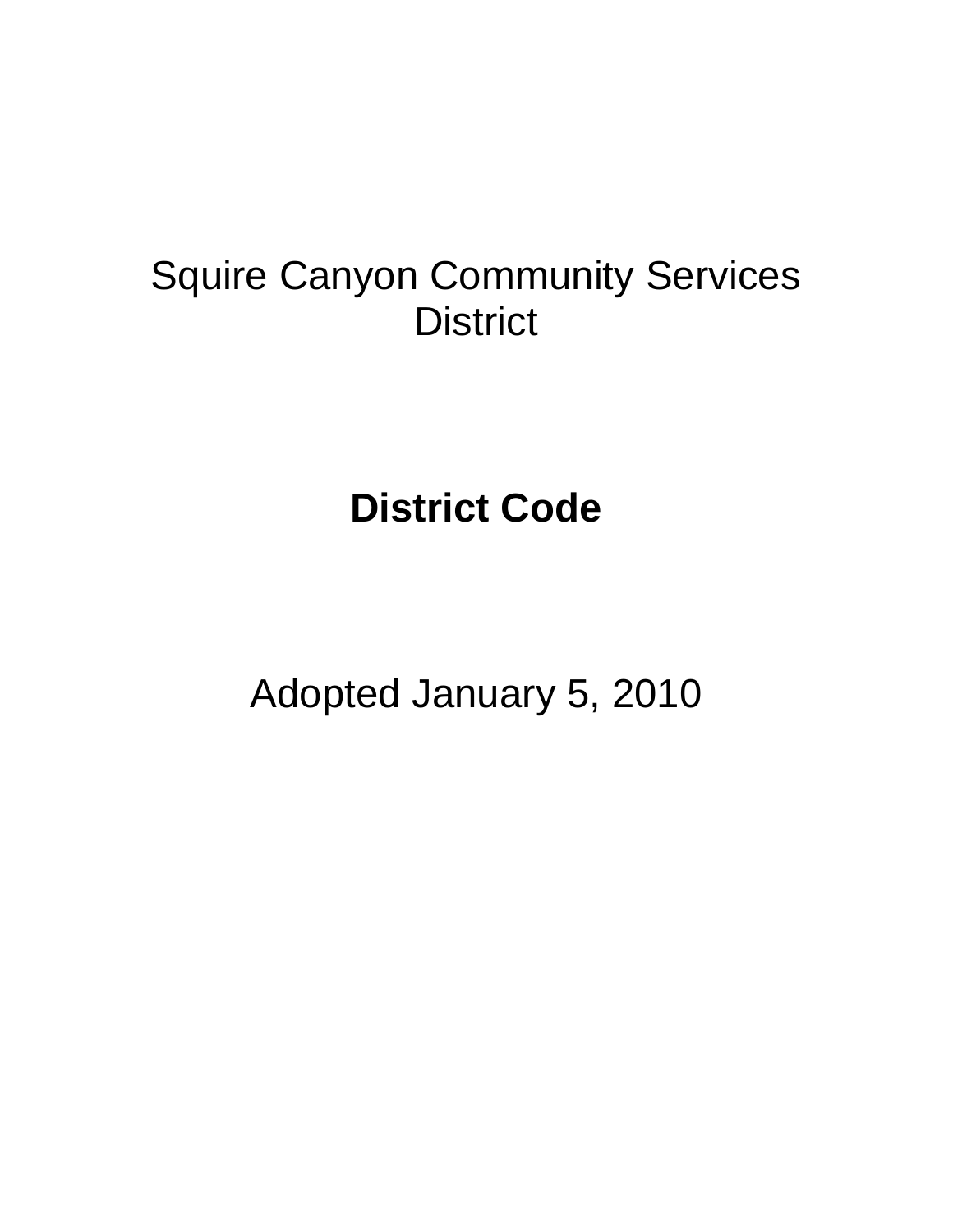# Squire Canyon Community Services District

## District Code

Adopted January 5, 2010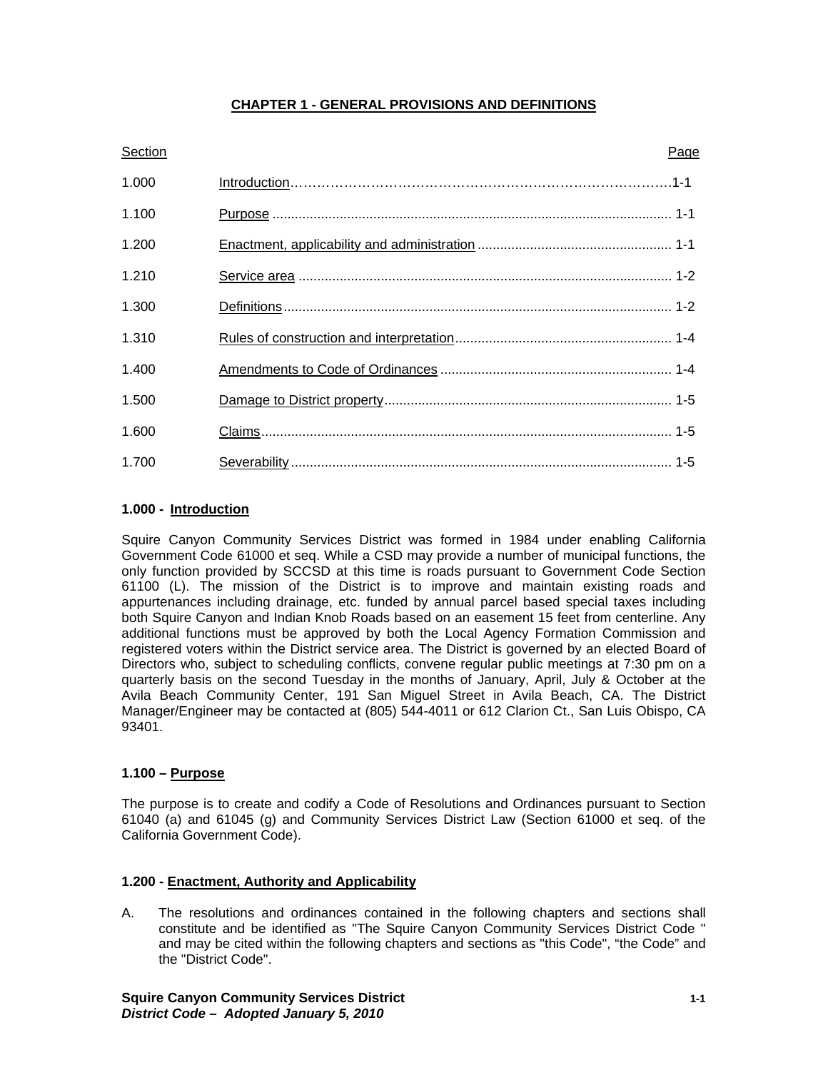## CHAPTER 1 - GENERAL PROVISIONS AND DEFINITIONS

| Section | | Page |
|---|---|---|
| 1.000 | Introduction | 1-1 |
| 1.100 | Purpose | 1-1 |
| 1.200 | Enactment, applicability and administration | 1-1 |
| 1.210 | Service area | 1-2 |
| 1.300 | Definitions | 1-2 |
| 1.310 | Rules of construction and interpretation | 1-4 |
| 1.400 | Amendments to Code of Ordinances | 1-4 |
| 1.500 | Damage to District property | 1-5 |
| 1.600 | Claims | 1-5 |
| 1.700 | Severability | 1-5 |

### 1.000 - Introduction

Squire Canyon Community Services District was formed in 1984 under enabling California Government Code 61000 et seq. While a CSD may provide a number of municipal functions, the only function provided by SCCSD at this time is roads pursuant to Government Code Section 61100 (L). The mission of the District is to improve and maintain existing roads and appurtenances including drainage, etc. funded by annual parcel based special taxes including both Squire Canyon and Indian Knob Roads based on an easement 15 feet from centerline. Any additional functions must be approved by both the Local Agency Formation Commission and registered voters within the District service area. The District is governed by an elected Board of Directors who, subject to scheduling conflicts, convene regular public meetings at 7:30 pm on a quarterly basis on the second Tuesday in the months of January, April, July & October at the Avila Beach Community Center, 191 San Miguel Street in Avila Beach, CA. The District Manager/Engineer may be contacted at (805) 544-4011 or 612 Clarion Ct., San Luis Obispo, CA 93401.

### 1.100 – Purpose

The purpose is to create and codify a Code of Resolutions and Ordinances pursuant to Section 61040 (a) and 61045 (g) and Community Services District Law (Section 61000 et seq. of the California Government Code).

### 1.200 - Enactment, Authority and Applicability

A. The resolutions and ordinances contained in the following chapters and sections shall constitute and be identified as "The Squire Canyon Community Services District Code " and may be cited within the following chapters and sections as "this Code", “the Code” and the "District Code".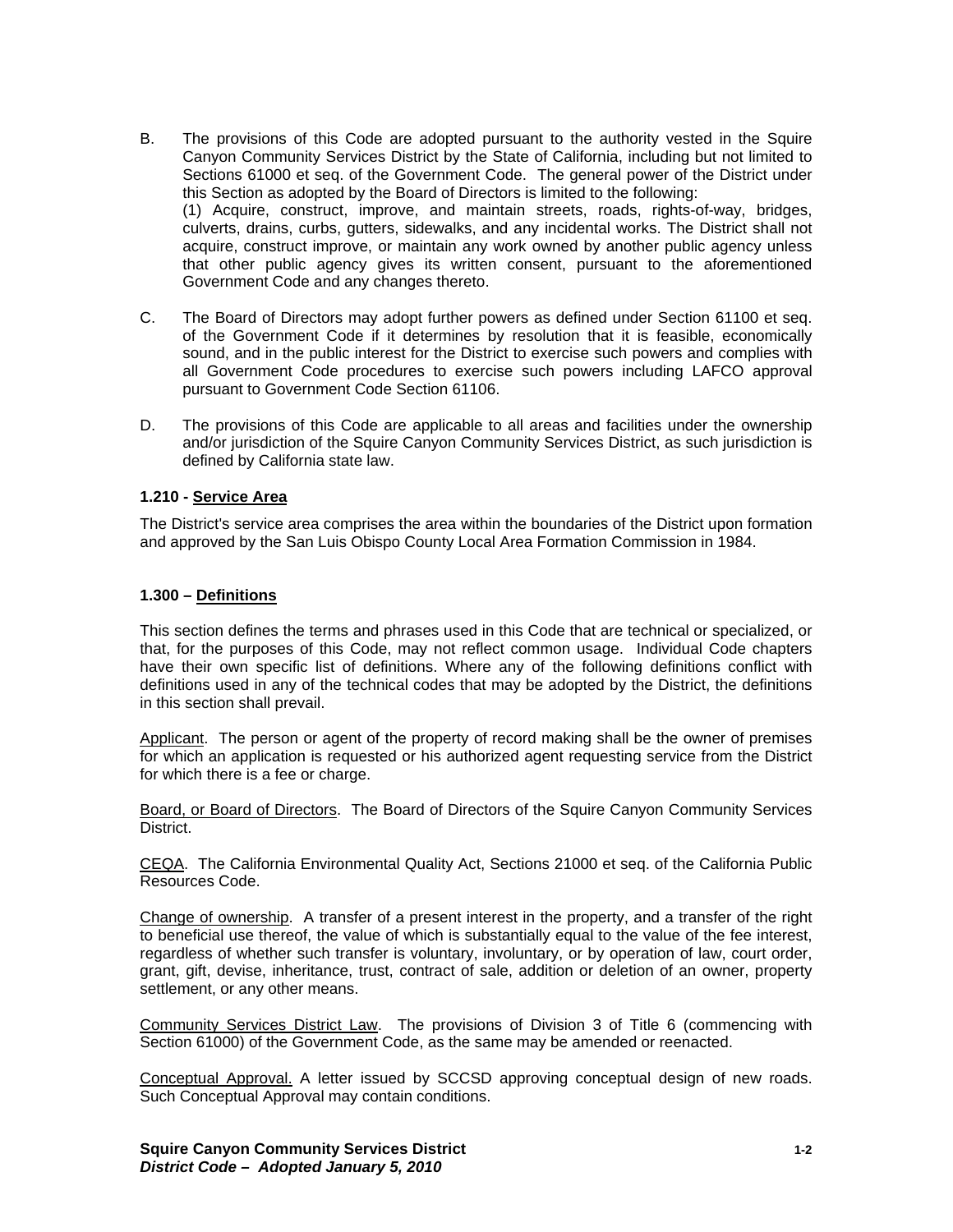B. The provisions of this Code are adopted pursuant to the authority vested in the Squire Canyon Community Services District by the State of California, including but not limited to Sections 61000 et seq. of the Government Code. The general power of the District under this Section as adopted by the Board of Directors is limited to the following:
(1) Acquire, construct, improve, and maintain streets, roads, rights-of-way, bridges, culverts, drains, curbs, gutters, sidewalks, and any incidental works. The District shall not acquire, construct improve, or maintain any work owned by another public agency unless that other public agency gives its written consent, pursuant to the aforementioned Government Code and any changes thereto.

C. The Board of Directors may adopt further powers as defined under Section 61100 et seq. of the Government Code if it determines by resolution that it is feasible, economically sound, and in the public interest for the District to exercise such powers and complies with all Government Code procedures to exercise such powers including LAFCO approval pursuant to Government Code Section 61106.

D. The provisions of this Code are applicable to all areas and facilities under the ownership and/or jurisdiction of the Squire Canyon Community Services District, as such jurisdiction is defined by California state law.

### 1.210 - Service Area

The District's service area comprises the area within the boundaries of the District upon formation and approved by the San Luis Obispo County Local Area Formation Commission in 1984.

### 1.300 – Definitions

This section defines the terms and phrases used in this Code that are technical or specialized, or that, for the purposes of this Code, may not reflect common usage. Individual Code chapters have their own specific list of definitions. Where any of the following definitions conflict with definitions used in any of the technical codes that may be adopted by the District, the definitions in this section shall prevail.

Applicant. The person or agent of the property of record making shall be the owner of premises for which an application is requested or his authorized agent requesting service from the District for which there is a fee or charge.

Board, or Board of Directors. The Board of Directors of the Squire Canyon Community Services District.

CEQA. The California Environmental Quality Act, Sections 21000 et seq. of the California Public Resources Code.

Change of ownership. A transfer of a present interest in the property, and a transfer of the right to beneficial use thereof, the value of which is substantially equal to the value of the fee interest, regardless of whether such transfer is voluntary, involuntary, or by operation of law, court order, grant, gift, devise, inheritance, trust, contract of sale, addition or deletion of an owner, property settlement, or any other means.

Community Services District Law. The provisions of Division 3 of Title 6 (commencing with Section 61000) of the Government Code, as the same may be amended or reenacted.

Conceptual Approval. A letter issued by SCCSD approving conceptual design of new roads. Such Conceptual Approval may contain conditions.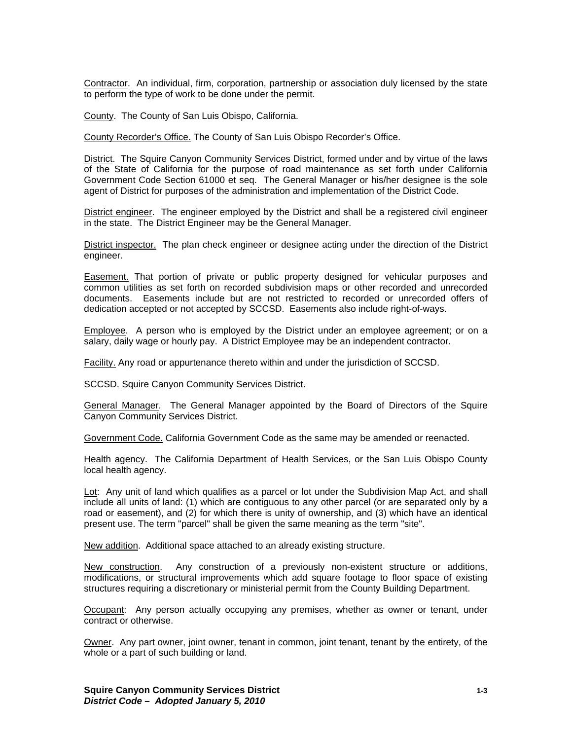Contractor. An individual, firm, corporation, partnership or association duly licensed by the state to perform the type of work to be done under the permit.

County. The County of San Luis Obispo, California.

County Recorder's Office. The County of San Luis Obispo Recorder's Office.

District. The Squire Canyon Community Services District, formed under and by virtue of the laws of the State of California for the purpose of road maintenance as set forth under California Government Code Section 61000 et seq. The General Manager or his/her designee is the sole agent of District for purposes of the administration and implementation of the District Code.

District engineer. The engineer employed by the District and shall be a registered civil engineer in the state. The District Engineer may be the General Manager.

District inspector. The plan check engineer or designee acting under the direction of the District engineer.

Easement. That portion of private or public property designed for vehicular purposes and common utilities as set forth on recorded subdivision maps or other recorded and unrecorded documents. Easements include but are not restricted to recorded or unrecorded offers of dedication accepted or not accepted by SCCSD. Easements also include right-of-ways.

Employee. A person who is employed by the District under an employee agreement; or on a salary, daily wage or hourly pay. A District Employee may be an independent contractor.

Facility. Any road or appurtenance thereto within and under the jurisdiction of SCCSD.

SCCSD. Squire Canyon Community Services District.

General Manager. The General Manager appointed by the Board of Directors of the Squire Canyon Community Services District.

Government Code. California Government Code as the same may be amended or reenacted.

Health agency. The California Department of Health Services, or the San Luis Obispo County local health agency.

Lot: Any unit of land which qualifies as a parcel or lot under the Subdivision Map Act, and shall include all units of land: (1) which are contiguous to any other parcel (or are separated only by a road or easement), and (2) for which there is unity of ownership, and (3) which have an identical present use. The term "parcel" shall be given the same meaning as the term "site".

New addition. Additional space attached to an already existing structure.

New construction. Any construction of a previously non-existent structure or additions, modifications, or structural improvements which add square footage to floor space of existing structures requiring a discretionary or ministerial permit from the County Building Department.

Occupant: Any person actually occupying any premises, whether as owner or tenant, under contract or otherwise.

Owner. Any part owner, joint owner, tenant in common, joint tenant, tenant by the entirety, of the whole or a part of such building or land.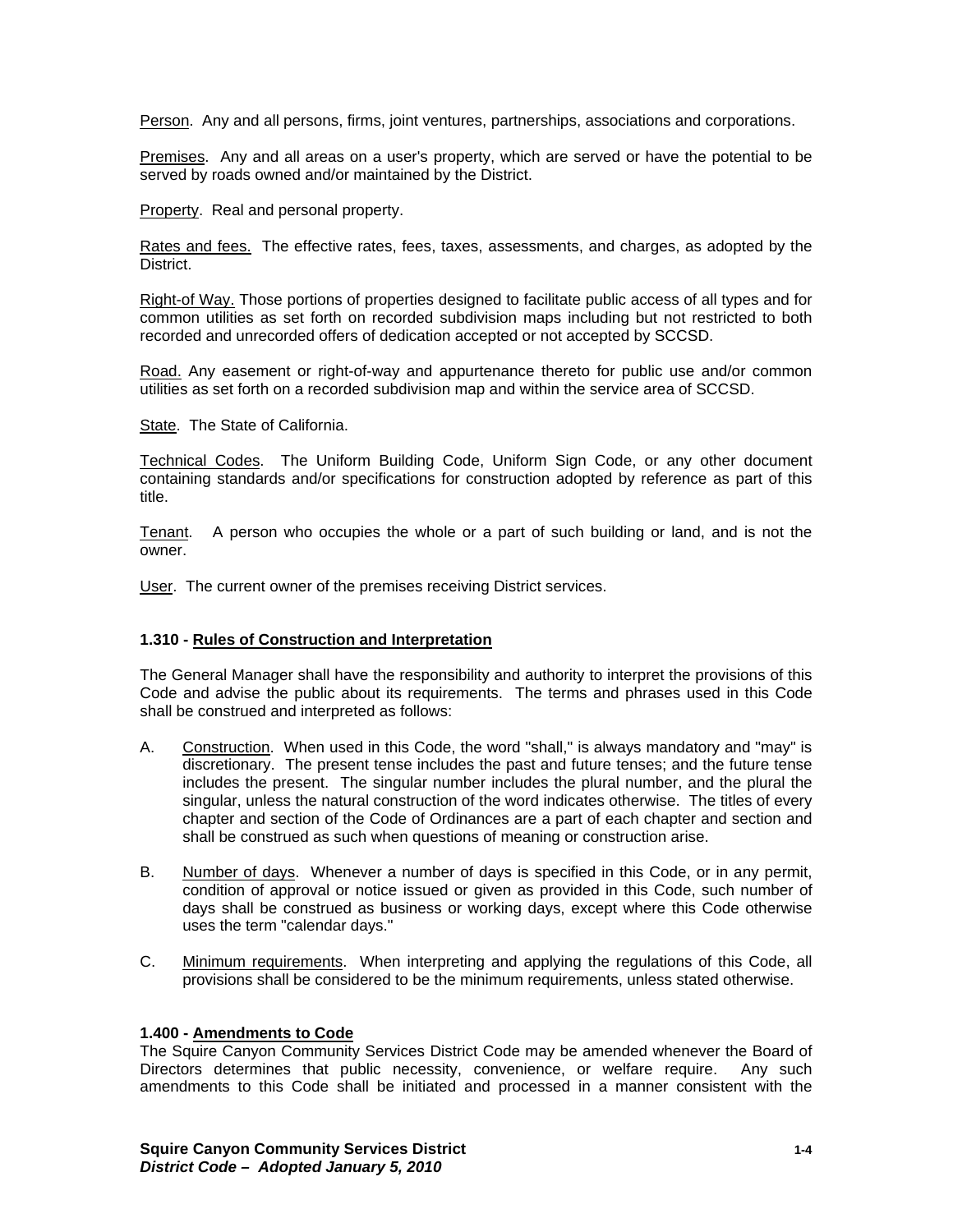Person. Any and all persons, firms, joint ventures, partnerships, associations and corporations.

Premises. Any and all areas on a user's property, which are served or have the potential to be served by roads owned and/or maintained by the District.

Property. Real and personal property.

Rates and fees. The effective rates, fees, taxes, assessments, and charges, as adopted by the District.

Right-of Way. Those portions of properties designed to facilitate public access of all types and for common utilities as set forth on recorded subdivision maps including but not restricted to both recorded and unrecorded offers of dedication accepted or not accepted by SCCSD.

Road. Any easement or right-of-way and appurtenance thereto for public use and/or common utilities as set forth on a recorded subdivision map and within the service area of SCCSD.

State. The State of California.

Technical Codes. The Uniform Building Code, Uniform Sign Code, or any other document containing standards and/or specifications for construction adopted by reference as part of this title.

Tenant. A person who occupies the whole or a part of such building or land, and is not the owner.

User. The current owner of the premises receiving District services.

### 1.310 - Rules of Construction and Interpretation

The General Manager shall have the responsibility and authority to interpret the provisions of this Code and advise the public about its requirements. The terms and phrases used in this Code shall be construed and interpreted as follows:

A. Construction. When used in this Code, the word "shall," is always mandatory and "may" is discretionary. The present tense includes the past and future tenses; and the future tense includes the present. The singular number includes the plural number, and the plural the singular, unless the natural construction of the word indicates otherwise. The titles of every chapter and section of the Code of Ordinances are a part of each chapter and section and shall be construed as such when questions of meaning or construction arise.

B. Number of days. Whenever a number of days is specified in this Code, or in any permit, condition of approval or notice issued or given as provided in this Code, such number of days shall be construed as business or working days, except where this Code otherwise uses the term "calendar days."

C. Minimum requirements. When interpreting and applying the regulations of this Code, all provisions shall be considered to be the minimum requirements, unless stated otherwise.

### 1.400 - Amendments to Code

The Squire Canyon Community Services District Code may be amended whenever the Board of Directors determines that public necessity, convenience, or welfare require. Any such amendments to this Code shall be initiated and processed in a manner consistent with the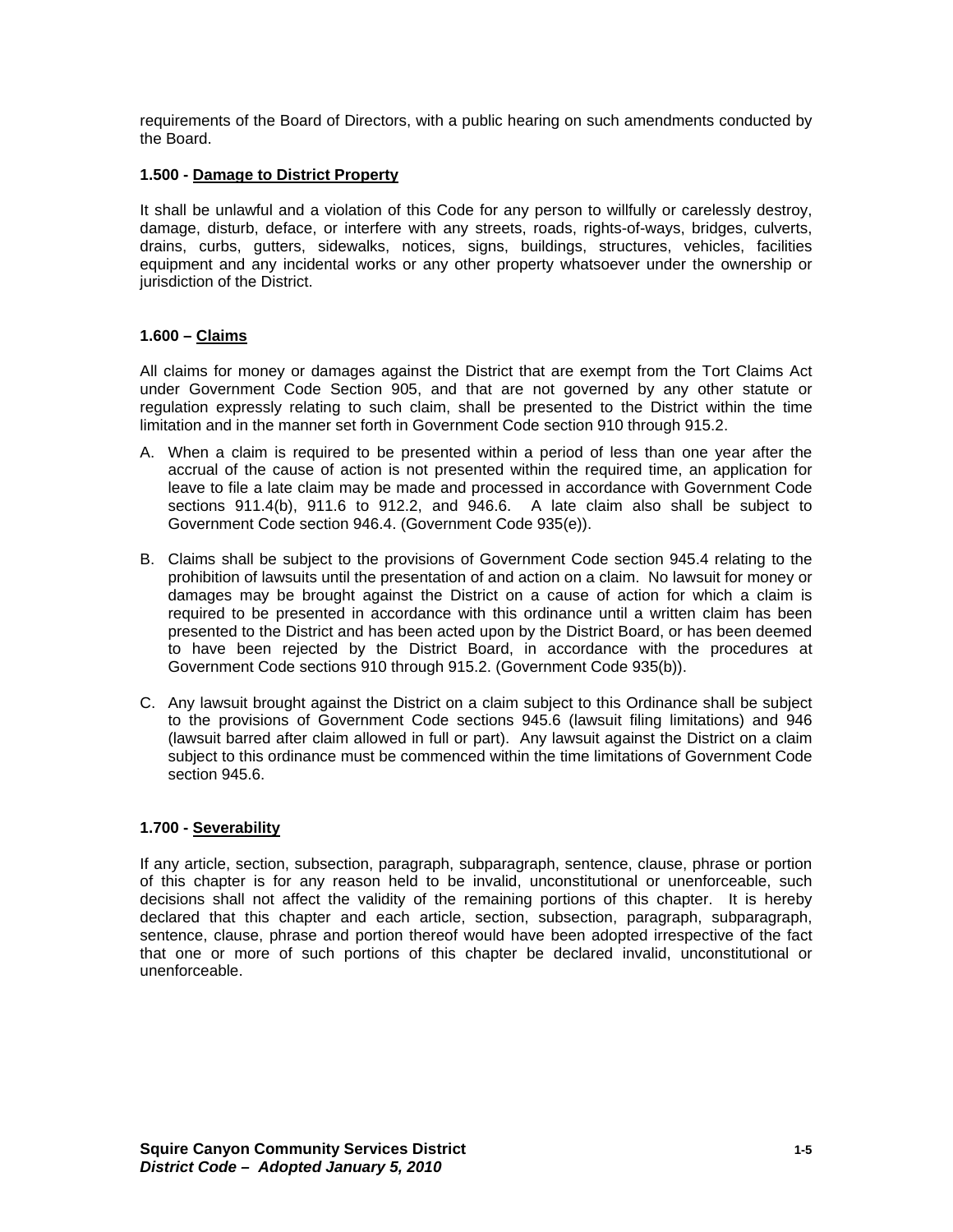requirements of the Board of Directors, with a public hearing on such amendments conducted by the Board.

**1.500 - Damage to District Property**

It shall be unlawful and a violation of this Code for any person to willfully or carelessly destroy, damage, disturb, deface, or interfere with any streets, roads, rights-of-ways, bridges, culverts, drains, curbs, gutters, sidewalks, notices, signs, buildings, structures, vehicles, facilities equipment and any incidental works or any other property whatsoever under the ownership or jurisdiction of the District.

**1.600 – Claims**

All claims for money or damages against the District that are exempt from the Tort Claims Act under Government Code Section 905, and that are not governed by any other statute or regulation expressly relating to such claim, shall be presented to the District within the time limitation and in the manner set forth in Government Code section 910 through 915.2.

A. When a claim is required to be presented within a period of less than one year after the accrual of the cause of action is not presented within the required time, an application for leave to file a late claim may be made and processed in accordance with Government Code sections 911.4(b), 911.6 to 912.2, and 946.6. A late claim also shall be subject to Government Code section 946.4. (Government Code 935(e)).

B. Claims shall be subject to the provisions of Government Code section 945.4 relating to the prohibition of lawsuits until the presentation of and action on a claim. No lawsuit for money or damages may be brought against the District on a cause of action for which a claim is required to be presented in accordance with this ordinance until a written claim has been presented to the District and has been acted upon by the District Board, or has been deemed to have been rejected by the District Board, in accordance with the procedures at Government Code sections 910 through 915.2. (Government Code 935(b)).

C. Any lawsuit brought against the District on a claim subject to this Ordinance shall be subject to the provisions of Government Code sections 945.6 (lawsuit filing limitations) and 946 (lawsuit barred after claim allowed in full or part). Any lawsuit against the District on a claim subject to this ordinance must be commenced within the time limitations of Government Code section 945.6.

**1.700 - Severability**

If any article, section, subsection, paragraph, subparagraph, sentence, clause, phrase or portion of this chapter is for any reason held to be invalid, unconstitutional or unenforceable, such decisions shall not affect the validity of the remaining portions of this chapter. It is hereby declared that this chapter and each article, section, subsection, paragraph, subparagraph, sentence, clause, phrase and portion thereof would have been adopted irrespective of the fact that one or more of such portions of this chapter be declared invalid, unconstitutional or unenforceable.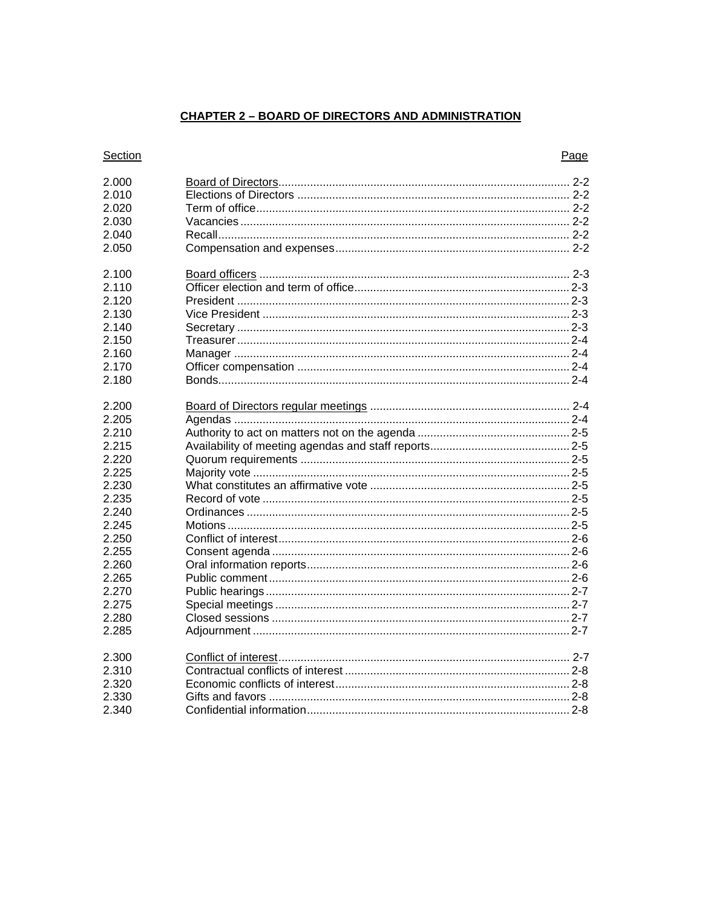# CHAPTER 2 – BOARD OF DIRECTORS AND ADMINISTRATION

| Section | | Page |
|---|---|---|
| 2.000 | Board of Directors | 2-2 |
| 2.010 | Elections of Directors | 2-2 |
| 2.020 | Term of office | 2-2 |
| 2.030 | Vacancies | 2-2 |
| 2.040 | Recall | 2-2 |
| 2.050 | Compensation and expenses | 2-2 |
| | | |
| 2.100 | Board officers | 2-3 |
| 2.110 | Officer election and term of office | 2-3 |
| 2.120 | President | 2-3 |
| 2.130 | Vice President | 2-3 |
| 2.140 | Secretary | 2-3 |
| 2.150 | Treasurer | 2-4 |
| 2.160 | Manager | 2-4 |
| 2.170 | Officer compensation | 2-4 |
| 2.180 | Bonds | 2-4 |
| | | |
| 2.200 | Board of Directors regular meetings | 2-4 |
| 2.205 | Agendas | 2-4 |
| 2.210 | Authority to act on matters not on the agenda | 2-5 |
| 2.215 | Availability of meeting agendas and staff reports | 2-5 |
| 2.220 | Quorum requirements | 2-5 |
| 2.225 | Majority vote | 2-5 |
| 2.230 | What constitutes an affirmative vote | 2-5 |
| 2.235 | Record of vote | 2-5 |
| 2.240 | Ordinances | 2-5 |
| 2.245 | Motions | 2-5 |
| 2.250 | Conflict of interest | 2-6 |
| 2.255 | Consent agenda | 2-6 |
| 2.260 | Oral information reports | 2-6 |
| 2.265 | Public comment | 2-6 |
| 2.270 | Public hearings | 2-7 |
| 2.275 | Special meetings | 2-7 |
| 2.280 | Closed sessions | 2-7 |
| 2.285 | Adjournment | 2-7 |
| | | |
| 2.300 | Conflict of interest | 2-7 |
| 2.310 | Contractual conflicts of interest | 2-8 |
| 2.320 | Economic conflicts of interest | 2-8 |
| 2.330 | Gifts and favors | 2-8 |
| 2.340 | Confidential information | 2-8 |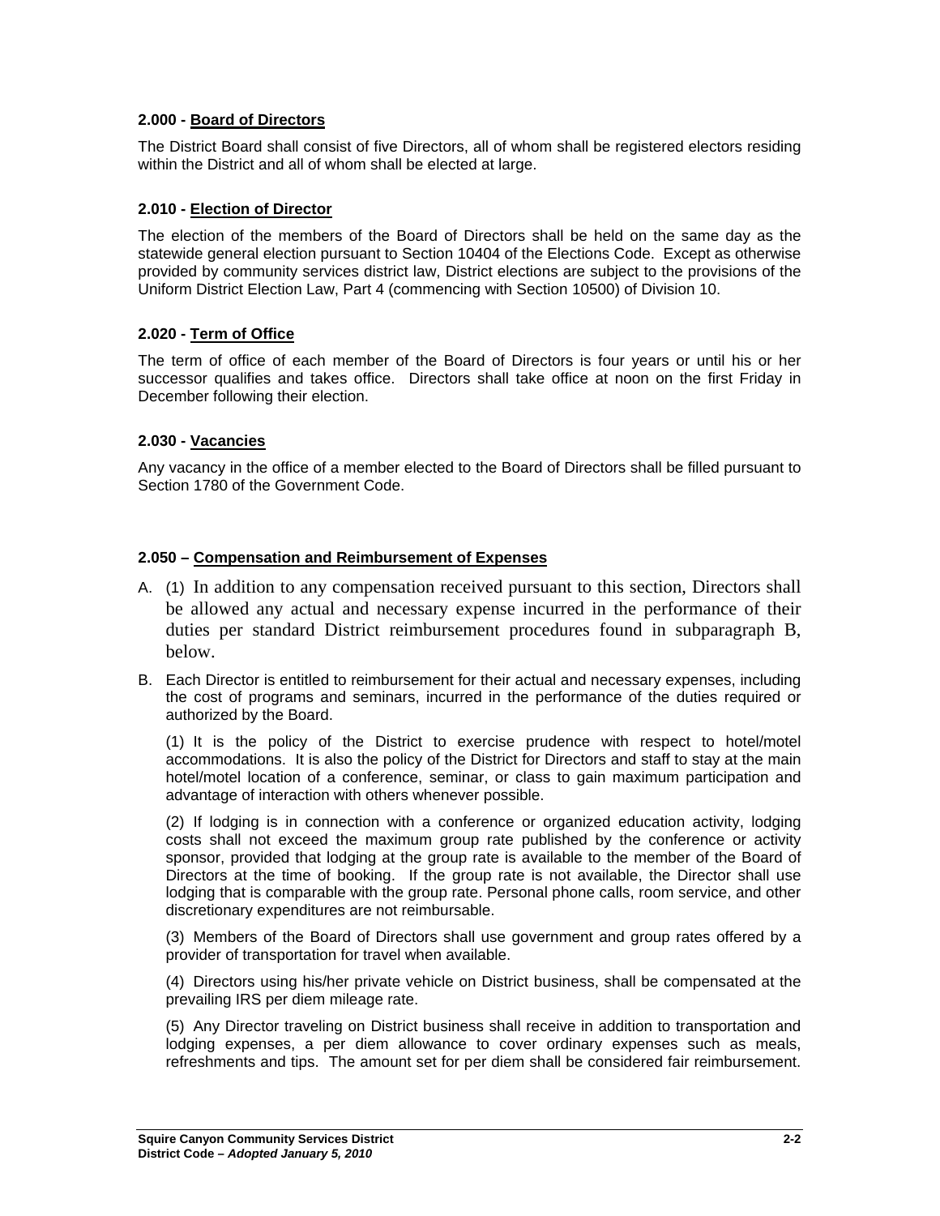### 2.000 - Board of Directors

The District Board shall consist of five Directors, all of whom shall be registered electors residing within the District and all of whom shall be elected at large.

### 2.010 - Election of Director

The election of the members of the Board of Directors shall be held on the same day as the statewide general election pursuant to Section 10404 of the Elections Code. Except as otherwise provided by community services district law, District elections are subject to the provisions of the Uniform District Election Law, Part 4 (commencing with Section 10500) of Division 10.

### 2.020 - Term of Office

The term of office of each member of the Board of Directors is four years or until his or her successor qualifies and takes office. Directors shall take office at noon on the first Friday in December following their election.

### 2.030 - Vacancies

Any vacancy in the office of a member elected to the Board of Directors shall be filled pursuant to Section 1780 of the Government Code.

### 2.050 – Compensation and Reimbursement of Expenses

A. (1) In addition to any compensation received pursuant to this section, Directors shall be allowed any actual and necessary expense incurred in the performance of their duties per standard District reimbursement procedures found in subparagraph B, below.

B. Each Director is entitled to reimbursement for their actual and necessary expenses, including the cost of programs and seminars, incurred in the performance of the duties required or authorized by the Board.

(1) It is the policy of the District to exercise prudence with respect to hotel/motel accommodations. It is also the policy of the District for Directors and staff to stay at the main hotel/motel location of a conference, seminar, or class to gain maximum participation and advantage of interaction with others whenever possible.

(2) If lodging is in connection with a conference or organized education activity, lodging costs shall not exceed the maximum group rate published by the conference or activity sponsor, provided that lodging at the group rate is available to the member of the Board of Directors at the time of booking. If the group rate is not available, the Director shall use lodging that is comparable with the group rate. Personal phone calls, room service, and other discretionary expenditures are not reimbursable.

(3) Members of the Board of Directors shall use government and group rates offered by a provider of transportation for travel when available.

(4) Directors using his/her private vehicle on District business, shall be compensated at the prevailing IRS per diem mileage rate.

(5) Any Director traveling on District business shall receive in addition to transportation and lodging expenses, a per diem allowance to cover ordinary expenses such as meals, refreshments and tips. The amount set for per diem shall be considered fair reimbursement.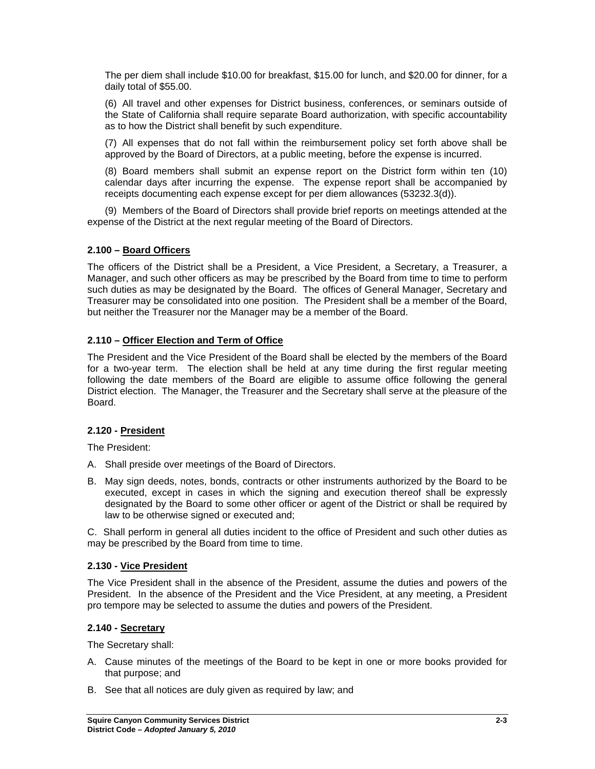The per diem shall include $10.00 for breakfast, $15.00 for lunch, and $20.00 for dinner, for a daily total of $55.00.

(6) All travel and other expenses for District business, conferences, or seminars outside of the State of California shall require separate Board authorization, with specific accountability as to how the District shall benefit by such expenditure.

(7) All expenses that do not fall within the reimbursement policy set forth above shall be approved by the Board of Directors, at a public meeting, before the expense is incurred.

(8) Board members shall submit an expense report on the District form within ten (10) calendar days after incurring the expense. The expense report shall be accompanied by receipts documenting each expense except for per diem allowances (53232.3(d)).

(9) Members of the Board of Directors shall provide brief reports on meetings attended at the expense of the District at the next regular meeting of the Board of Directors.

### 2.100 – Board Officers

The officers of the District shall be a President, a Vice President, a Secretary, a Treasurer, a Manager, and such other officers as may be prescribed by the Board from time to time to perform such duties as may be designated by the Board. The offices of General Manager, Secretary and Treasurer may be consolidated into one position. The President shall be a member of the Board, but neither the Treasurer nor the Manager may be a member of the Board.

### 2.110 – Officer Election and Term of Office

The President and the Vice President of the Board shall be elected by the members of the Board for a two-year term. The election shall be held at any time during the first regular meeting following the date members of the Board are eligible to assume office following the general District election. The Manager, the Treasurer and the Secretary shall serve at the pleasure of the Board.

### 2.120 - President

The President:

A. Shall preside over meetings of the Board of Directors.

B. May sign deeds, notes, bonds, contracts or other instruments authorized by the Board to be executed, except in cases in which the signing and execution thereof shall be expressly designated by the Board to some other officer or agent of the District or shall be required by law to be otherwise signed or executed and;

C. Shall perform in general all duties incident to the office of President and such other duties as may be prescribed by the Board from time to time.

### 2.130 - Vice President

The Vice President shall in the absence of the President, assume the duties and powers of the President. In the absence of the President and the Vice President, at any meeting, a President pro tempore may be selected to assume the duties and powers of the President.

### 2.140 - Secretary

The Secretary shall:

A. Cause minutes of the meetings of the Board to be kept in one or more books provided for that purpose; and

B. See that all notices are duly given as required by law; and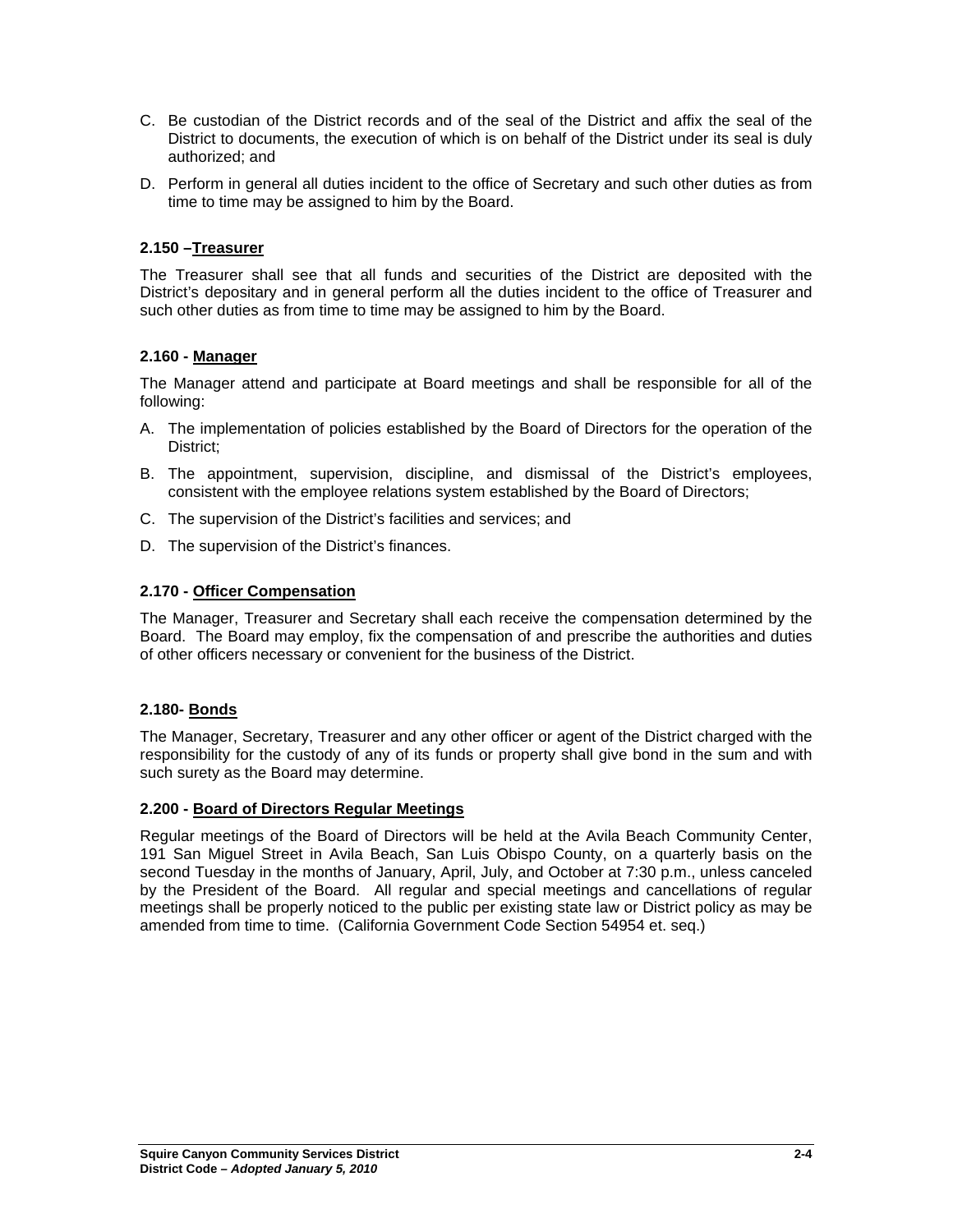C. Be custodian of the District records and of the seal of the District and affix the seal of the District to documents, the execution of which is on behalf of the District under its seal is duly authorized; and

D. Perform in general all duties incident to the office of Secretary and such other duties as from time to time may be assigned to him by the Board.

### 2.150 –Treasurer

The Treasurer shall see that all funds and securities of the District are deposited with the District's depositary and in general perform all the duties incident to the office of Treasurer and such other duties as from time to time may be assigned to him by the Board.

### 2.160 - Manager

The Manager attend and participate at Board meetings and shall be responsible for all of the following:

A. The implementation of policies established by the Board of Directors for the operation of the District;

B. The appointment, supervision, discipline, and dismissal of the District's employees, consistent with the employee relations system established by the Board of Directors;

C. The supervision of the District's facilities and services; and

D. The supervision of the District's finances.

### 2.170 - Officer Compensation

The Manager, Treasurer and Secretary shall each receive the compensation determined by the Board. The Board may employ, fix the compensation of and prescribe the authorities and duties of other officers necessary or convenient for the business of the District.

### 2.180- Bonds

The Manager, Secretary, Treasurer and any other officer or agent of the District charged with the responsibility for the custody of any of its funds or property shall give bond in the sum and with such surety as the Board may determine.

### 2.200 - Board of Directors Regular Meetings

Regular meetings of the Board of Directors will be held at the Avila Beach Community Center, 191 San Miguel Street in Avila Beach, San Luis Obispo County, on a quarterly basis on the second Tuesday in the months of January, April, July, and October at 7:30 p.m., unless canceled by the President of the Board. All regular and special meetings and cancellations of regular meetings shall be properly noticed to the public per existing state law or District policy as may be amended from time to time. (California Government Code Section 54954 et. seq.)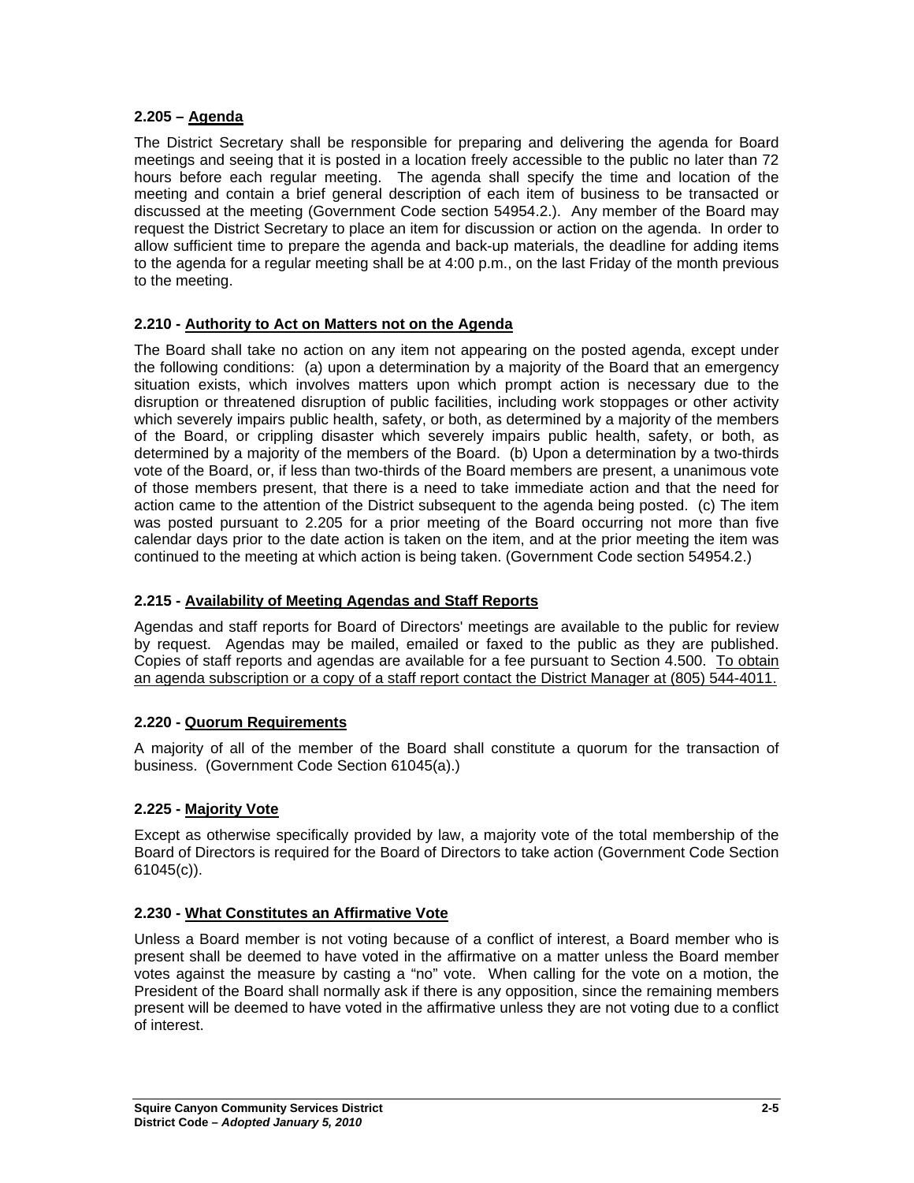### 2.205 – Agenda

The District Secretary shall be responsible for preparing and delivering the agenda for Board meetings and seeing that it is posted in a location freely accessible to the public no later than 72 hours before each regular meeting. The agenda shall specify the time and location of the meeting and contain a brief general description of each item of business to be transacted or discussed at the meeting (Government Code section 54954.2.). Any member of the Board may request the District Secretary to place an item for discussion or action on the agenda. In order to allow sufficient time to prepare the agenda and back-up materials, the deadline for adding items to the agenda for a regular meeting shall be at 4:00 p.m., on the last Friday of the month previous to the meeting.

### 2.210 - Authority to Act on Matters not on the Agenda

The Board shall take no action on any item not appearing on the posted agenda, except under the following conditions: (a) upon a determination by a majority of the Board that an emergency situation exists, which involves matters upon which prompt action is necessary due to the disruption or threatened disruption of public facilities, including work stoppages or other activity which severely impairs public health, safety, or both, as determined by a majority of the members of the Board, or crippling disaster which severely impairs public health, safety, or both, as determined by a majority of the members of the Board. (b) Upon a determination by a two-thirds vote of the Board, or, if less than two-thirds of the Board members are present, a unanimous vote of those members present, that there is a need to take immediate action and that the need for action came to the attention of the District subsequent to the agenda being posted. (c) The item was posted pursuant to 2.205 for a prior meeting of the Board occurring not more than five calendar days prior to the date action is taken on the item, and at the prior meeting the item was continued to the meeting at which action is being taken. (Government Code section 54954.2.)

### 2.215 - Availability of Meeting Agendas and Staff Reports

Agendas and staff reports for Board of Directors' meetings are available to the public for review by request. Agendas may be mailed, emailed or faxed to the public as they are published. Copies of staff reports and agendas are available for a fee pursuant to Section 4.500. To obtain an agenda subscription or a copy of a staff report contact the District Manager at (805) 544-4011.

### 2.220 - Quorum Requirements

A majority of all of the member of the Board shall constitute a quorum for the transaction of business. (Government Code Section 61045(a).)

### 2.225 - Majority Vote

Except as otherwise specifically provided by law, a majority vote of the total membership of the Board of Directors is required for the Board of Directors to take action (Government Code Section 61045(c)).

### 2.230 - What Constitutes an Affirmative Vote

Unless a Board member is not voting because of a conflict of interest, a Board member who is present shall be deemed to have voted in the affirmative on a matter unless the Board member votes against the measure by casting a "no" vote. When calling for the vote on a motion, the President of the Board shall normally ask if there is any opposition, since the remaining members present will be deemed to have voted in the affirmative unless they are not voting due to a conflict of interest.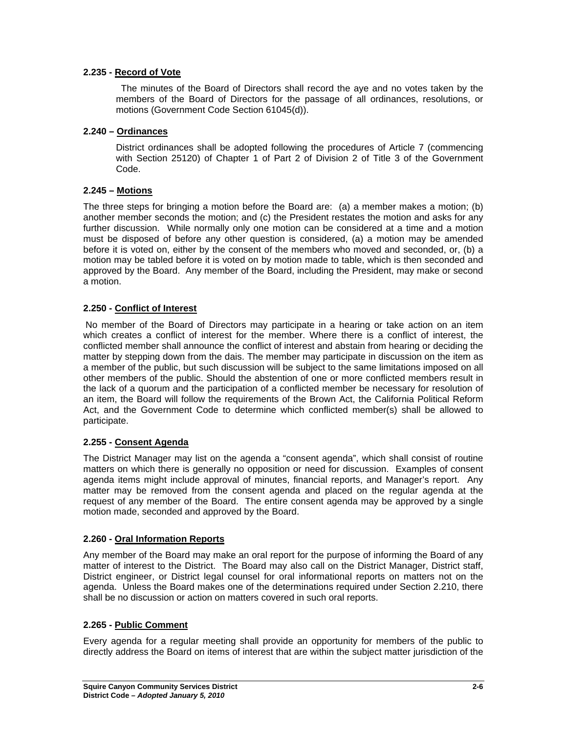### 2.235 - <u>Record of Vote</u>

The minutes of the Board of Directors shall record the aye and no votes taken by the members of the Board of Directors for the passage of all ordinances, resolutions, or motions (Government Code Section 61045(d)).

### 2.240 – <u>Ordinances</u>

District ordinances shall be adopted following the procedures of Article 7 (commencing with Section 25120) of Chapter 1 of Part 2 of Division 2 of Title 3 of the Government Code.

### 2.245 – <u>Motions</u>

The three steps for bringing a motion before the Board are: (a) a member makes a motion; (b) another member seconds the motion; and (c) the President restates the motion and asks for any further discussion. While normally only one motion can be considered at a time and a motion must be disposed of before any other question is considered, (a) a motion may be amended before it is voted on, either by the consent of the members who moved and seconded, or, (b) a motion may be tabled before it is voted on by motion made to table, which is then seconded and approved by the Board. Any member of the Board, including the President, may make or second a motion.

### 2.250 - <u>Conflict of Interest</u>

No member of the Board of Directors may participate in a hearing or take action on an item which creates a conflict of interest for the member. Where there is a conflict of interest, the conflicted member shall announce the conflict of interest and abstain from hearing or deciding the matter by stepping down from the dais. The member may participate in discussion on the item as a member of the public, but such discussion will be subject to the same limitations imposed on all other members of the public. Should the abstention of one or more conflicted members result in the lack of a quorum and the participation of a conflicted member be necessary for resolution of an item, the Board will follow the requirements of the Brown Act, the California Political Reform Act, and the Government Code to determine which conflicted member(s) shall be allowed to participate.

### 2.255 - <u>Consent Agenda</u>

The District Manager may list on the agenda a "consent agenda", which shall consist of routine matters on which there is generally no opposition or need for discussion. Examples of consent agenda items might include approval of minutes, financial reports, and Manager's report. Any matter may be removed from the consent agenda and placed on the regular agenda at the request of any member of the Board. The entire consent agenda may be approved by a single motion made, seconded and approved by the Board.

### 2.260 - <u>Oral Information Reports</u>

Any member of the Board may make an oral report for the purpose of informing the Board of any matter of interest to the District. The Board may also call on the District Manager, District staff, District engineer, or District legal counsel for oral informational reports on matters not on the agenda. Unless the Board makes one of the determinations required under Section 2.210, there shall be no discussion or action on matters covered in such oral reports.

### 2.265 - <u>Public Comment</u>

Every agenda for a regular meeting shall provide an opportunity for members of the public to directly address the Board on items of interest that are within the subject matter jurisdiction of the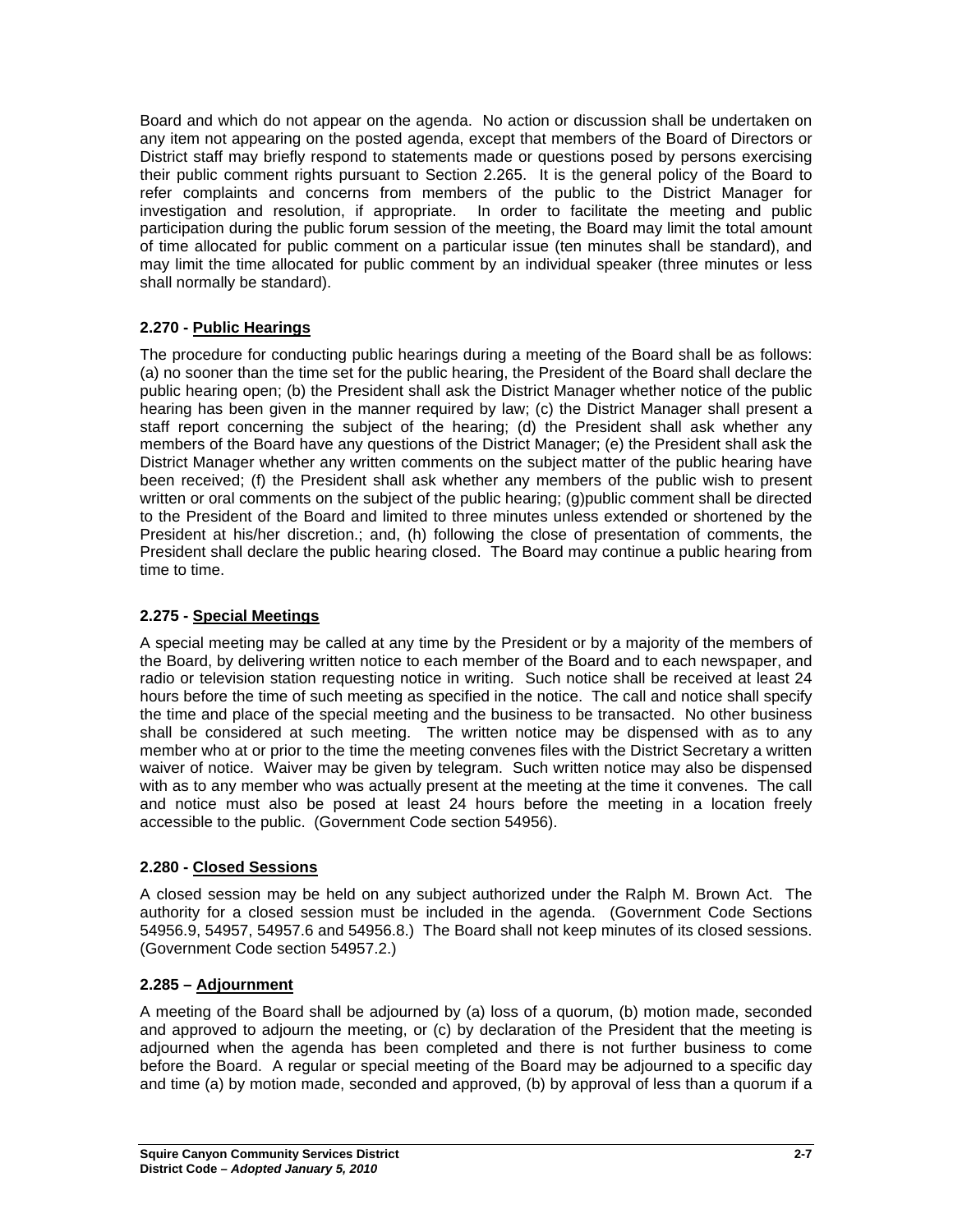Board and which do not appear on the agenda. No action or discussion shall be undertaken on any item not appearing on the posted agenda, except that members of the Board of Directors or District staff may briefly respond to statements made or questions posed by persons exercising their public comment rights pursuant to Section 2.265. It is the general policy of the Board to refer complaints and concerns from members of the public to the District Manager for investigation and resolution, if appropriate. In order to facilitate the meeting and public participation during the public forum session of the meeting, the Board may limit the total amount of time allocated for public comment on a particular issue (ten minutes shall be standard), and may limit the time allocated for public comment by an individual speaker (three minutes or less shall normally be standard).

### 2.270 - Public Hearings

The procedure for conducting public hearings during a meeting of the Board shall be as follows: (a) no sooner than the time set for the public hearing, the President of the Board shall declare the public hearing open; (b) the President shall ask the District Manager whether notice of the public hearing has been given in the manner required by law; (c) the District Manager shall present a staff report concerning the subject of the hearing; (d) the President shall ask whether any members of the Board have any questions of the District Manager; (e) the President shall ask the District Manager whether any written comments on the subject matter of the public hearing have been received; (f) the President shall ask whether any members of the public wish to present written or oral comments on the subject of the public hearing; (g)public comment shall be directed to the President of the Board and limited to three minutes unless extended or shortened by the President at his/her discretion.; and, (h) following the close of presentation of comments, the President shall declare the public hearing closed. The Board may continue a public hearing from time to time.

### 2.275 - Special Meetings

A special meeting may be called at any time by the President or by a majority of the members of the Board, by delivering written notice to each member of the Board and to each newspaper, and radio or television station requesting notice in writing. Such notice shall be received at least 24 hours before the time of such meeting as specified in the notice. The call and notice shall specify the time and place of the special meeting and the business to be transacted. No other business shall be considered at such meeting. The written notice may be dispensed with as to any member who at or prior to the time the meeting convenes files with the District Secretary a written waiver of notice. Waiver may be given by telegram. Such written notice may also be dispensed with as to any member who was actually present at the meeting at the time it convenes. The call and notice must also be posed at least 24 hours before the meeting in a location freely accessible to the public. (Government Code section 54956).

### 2.280 - Closed Sessions

A closed session may be held on any subject authorized under the Ralph M. Brown Act. The authority for a closed session must be included in the agenda. (Government Code Sections 54956.9, 54957, 54957.6 and 54956.8.) The Board shall not keep minutes of its closed sessions. (Government Code section 54957.2.)

### 2.285 – Adjournment

A meeting of the Board shall be adjourned by (a) loss of a quorum, (b) motion made, seconded and approved to adjourn the meeting, or (c) by declaration of the President that the meeting is adjourned when the agenda has been completed and there is not further business to come before the Board. A regular or special meeting of the Board may be adjourned to a specific day and time (a) by motion made, seconded and approved, (b) by approval of less than a quorum if a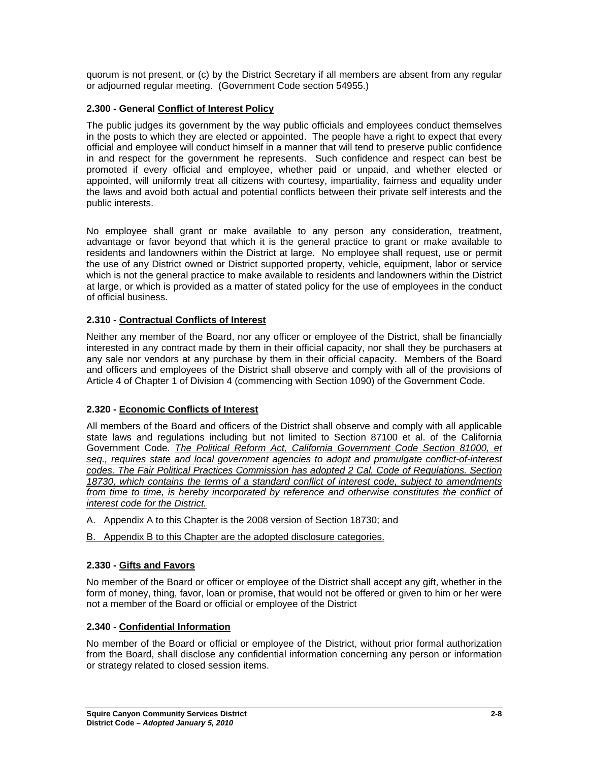quorum is not present, or (c) by the District Secretary if all members are absent from any regular or adjourned regular meeting. (Government Code section 54955.)

### 2.300 - General Conflict of Interest Policy

The public judges its government by the way public officials and employees conduct themselves in the posts to which they are elected or appointed. The people have a right to expect that every official and employee will conduct himself in a manner that will tend to preserve public confidence in and respect for the government he represents. Such confidence and respect can best be promoted if every official and employee, whether paid or unpaid, and whether elected or appointed, will uniformly treat all citizens with courtesy, impartiality, fairness and equality under the laws and avoid both actual and potential conflicts between their private self interests and the public interests.

No employee shall grant or make available to any person any consideration, treatment, advantage or favor beyond that which it is the general practice to grant or make available to residents and landowners within the District at large. No employee shall request, use or permit the use of any District owned or District supported property, vehicle, equipment, labor or service which is not the general practice to make available to residents and landowners within the District at large, or which is provided as a matter of stated policy for the use of employees in the conduct of official business.

### 2.310 - Contractual Conflicts of Interest

Neither any member of the Board, nor any officer or employee of the District, shall be financially interested in any contract made by them in their official capacity, nor shall they be purchasers at any sale nor vendors at any purchase by them in their official capacity. Members of the Board and officers and employees of the District shall observe and comply with all of the provisions of Article 4 of Chapter 1 of Division 4 (commencing with Section 1090) of the Government Code.

### 2.320 - Economic Conflicts of Interest

All members of the Board and officers of the District shall observe and comply with all applicable state laws and regulations including but not limited to Section 87100 et al. of the California Government Code. *The Political Reform Act, California Government Code Section 81000, et seq., requires state and local government agencies to adopt and promulgate conflict-of-interest codes. The Fair Political Practices Commission has adopted 2 Cal. Code of Regulations. Section 18730, which contains the terms of a standard conflict of interest code, subject to amendments from time to time, is hereby incorporated by reference and otherwise constitutes the conflict of interest code for the District.*

A. Appendix A to this Chapter is the 2008 version of Section 18730; and

B. Appendix B to this Chapter are the adopted disclosure categories.

### 2.330 - Gifts and Favors

No member of the Board or officer or employee of the District shall accept any gift, whether in the form of money, thing, favor, loan or promise, that would not be offered or given to him or her were not a member of the Board or official or employee of the District

### 2.340 - Confidential Information

No member of the Board or official or employee of the District, without prior formal authorization from the Board, shall disclose any confidential information concerning any person or information or strategy related to closed session items.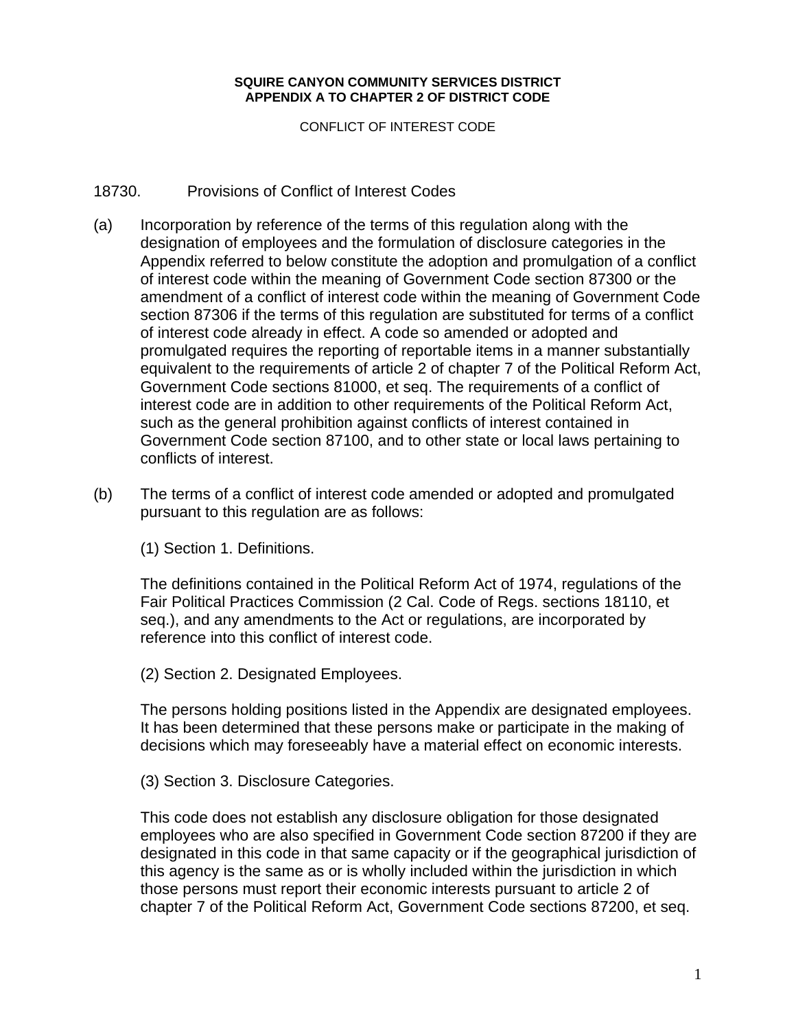**SQUIRE CANYON COMMUNITY SERVICES DISTRICT**
**APPENDIX A TO CHAPTER 2 OF DISTRICT CODE**

CONFLICT OF INTEREST CODE

18730. Provisions of Conflict of Interest Codes

(a) Incorporation by reference of the terms of this regulation along with the designation of employees and the formulation of disclosure categories in the Appendix referred to below constitute the adoption and promulgation of a conflict of interest code within the meaning of Government Code section 87300 or the amendment of a conflict of interest code within the meaning of Government Code section 87306 if the terms of this regulation are substituted for terms of a conflict of interest code already in effect. A code so amended or adopted and promulgated requires the reporting of reportable items in a manner substantially equivalent to the requirements of article 2 of chapter 7 of the Political Reform Act, Government Code sections 81000, et seq. The requirements of a conflict of interest code are in addition to other requirements of the Political Reform Act, such as the general prohibition against conflicts of interest contained in Government Code section 87100, and to other state or local laws pertaining to conflicts of interest.

(b) The terms of a conflict of interest code amended or adopted and promulgated pursuant to this regulation are as follows:

(1) Section 1. Definitions.

The definitions contained in the Political Reform Act of 1974, regulations of the Fair Political Practices Commission (2 Cal. Code of Regs. sections 18110, et seq.), and any amendments to the Act or regulations, are incorporated by reference into this conflict of interest code.

(2) Section 2. Designated Employees.

The persons holding positions listed in the Appendix are designated employees. It has been determined that these persons make or participate in the making of decisions which may foreseeably have a material effect on economic interests.

(3) Section 3. Disclosure Categories.

This code does not establish any disclosure obligation for those designated employees who are also specified in Government Code section 87200 if they are designated in this code in that same capacity or if the geographical jurisdiction of this agency is the same as or is wholly included within the jurisdiction in which those persons must report their economic interests pursuant to article 2 of chapter 7 of the Political Reform Act, Government Code sections 87200, et seq.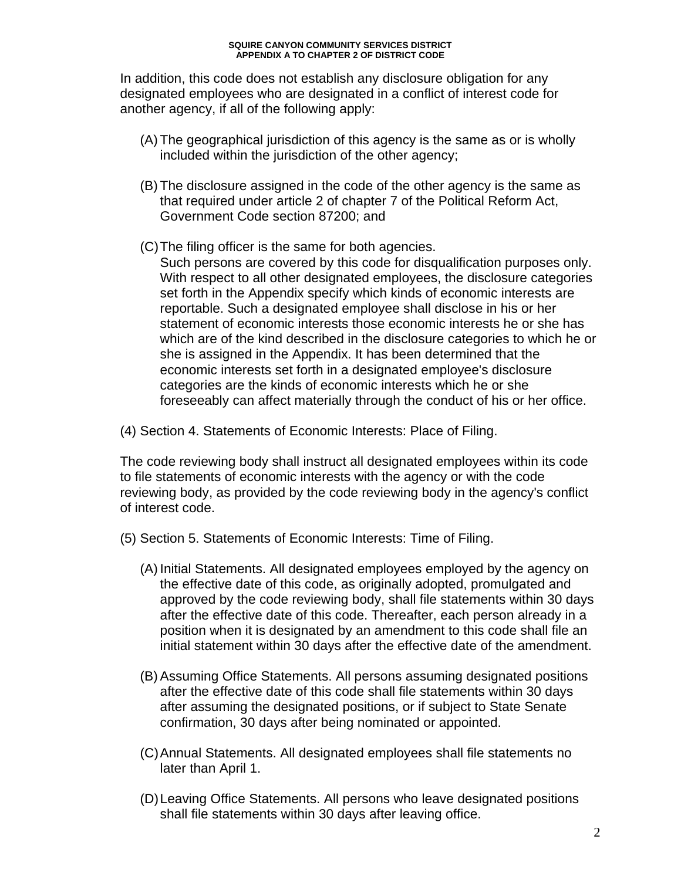In addition, this code does not establish any disclosure obligation for any designated employees who are designated in a conflict of interest code for another agency, if all of the following apply:

(A) The geographical jurisdiction of this agency is the same as or is wholly included within the jurisdiction of the other agency;

(B) The disclosure assigned in the code of the other agency is the same as that required under article 2 of chapter 7 of the Political Reform Act, Government Code section 87200; and

(C) The filing officer is the same for both agencies.
Such persons are covered by this code for disqualification purposes only. With respect to all other designated employees, the disclosure categories set forth in the Appendix specify which kinds of economic interests are reportable. Such a designated employee shall disclose in his or her statement of economic interests those economic interests he or she has which are of the kind described in the disclosure categories to which he or she is assigned in the Appendix. It has been determined that the economic interests set forth in a designated employee's disclosure categories are the kinds of economic interests which he or she foreseeably can affect materially through the conduct of his or her office.

(4) Section 4. Statements of Economic Interests: Place of Filing.

The code reviewing body shall instruct all designated employees within its code to file statements of economic interests with the agency or with the code reviewing body, as provided by the code reviewing body in the agency's conflict of interest code.

(5) Section 5. Statements of Economic Interests: Time of Filing.

(A) Initial Statements. All designated employees employed by the agency on the effective date of this code, as originally adopted, promulgated and approved by the code reviewing body, shall file statements within 30 days after the effective date of this code. Thereafter, each person already in a position when it is designated by an amendment to this code shall file an initial statement within 30 days after the effective date of the amendment.

(B) Assuming Office Statements. All persons assuming designated positions after the effective date of this code shall file statements within 30 days after assuming the designated positions, or if subject to State Senate confirmation, 30 days after being nominated or appointed.

(C) Annual Statements. All designated employees shall file statements no later than April 1.

(D) Leaving Office Statements. All persons who leave designated positions shall file statements within 30 days after leaving office.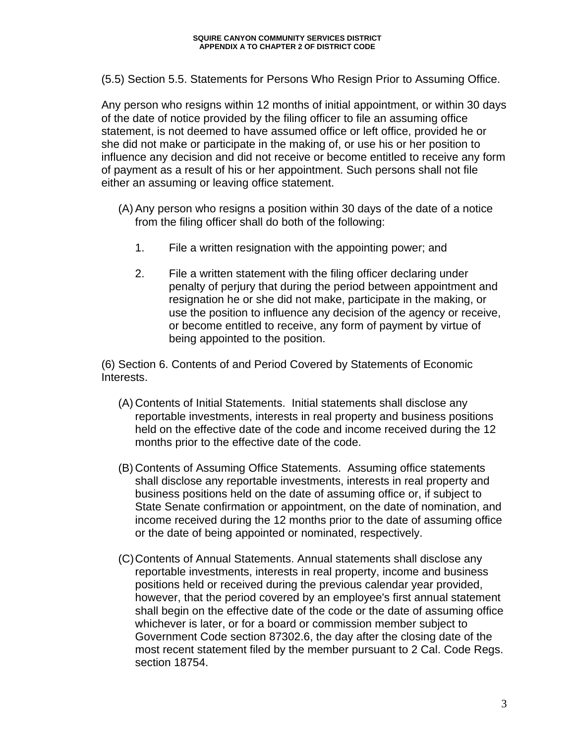(5.5) Section 5.5. Statements for Persons Who Resign Prior to Assuming Office.

Any person who resigns within 12 months of initial appointment, or within 30 days of the date of notice provided by the filing officer to file an assuming office statement, is not deemed to have assumed office or left office, provided he or she did not make or participate in the making of, or use his or her position to influence any decision and did not receive or become entitled to receive any form of payment as a result of his or her appointment. Such persons shall not file either an assuming or leaving office statement.

(A) Any person who resigns a position within 30 days of the date of a notice from the filing officer shall do both of the following:

1. File a written resignation with the appointing power; and

2. File a written statement with the filing officer declaring under penalty of perjury that during the period between appointment and resignation he or she did not make, participate in the making, or use the position to influence any decision of the agency or receive, or become entitled to receive, any form of payment by virtue of being appointed to the position.

(6) Section 6. Contents of and Period Covered by Statements of Economic Interests.

(A) Contents of Initial Statements. Initial statements shall disclose any reportable investments, interests in real property and business positions held on the effective date of the code and income received during the 12 months prior to the effective date of the code.

(B) Contents of Assuming Office Statements. Assuming office statements shall disclose any reportable investments, interests in real property and business positions held on the date of assuming office or, if subject to State Senate confirmation or appointment, on the date of nomination, and income received during the 12 months prior to the date of assuming office or the date of being appointed or nominated, respectively.

(C) Contents of Annual Statements. Annual statements shall disclose any reportable investments, interests in real property, income and business positions held or received during the previous calendar year provided, however, that the period covered by an employee's first annual statement shall begin on the effective date of the code or the date of assuming office whichever is later, or for a board or commission member subject to Government Code section 87302.6, the day after the closing date of the most recent statement filed by the member pursuant to 2 Cal. Code Regs. section 18754.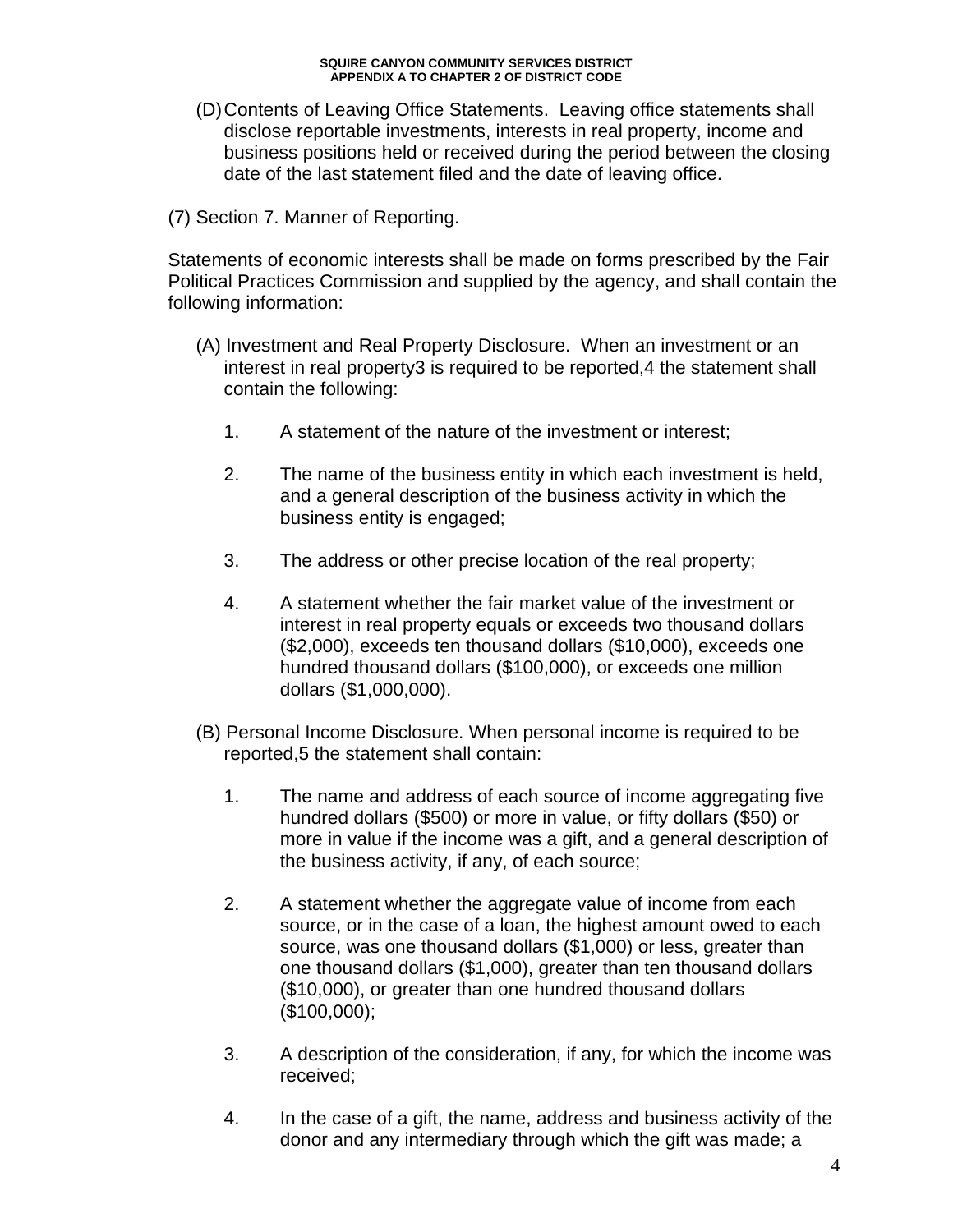(D) Contents of Leaving Office Statements. Leaving office statements shall disclose reportable investments, interests in real property, income and business positions held or received during the period between the closing date of the last statement filed and the date of leaving office.

(7) Section 7. Manner of Reporting.

Statements of economic interests shall be made on forms prescribed by the Fair Political Practices Commission and supplied by the agency, and shall contain the following information:

(A) Investment and Real Property Disclosure. When an investment or an interest in real property3 is required to be reported,4 the statement shall contain the following:

1. A statement of the nature of the investment or interest;

2. The name of the business entity in which each investment is held, and a general description of the business activity in which the business entity is engaged;

3. The address or other precise location of the real property;

4. A statement whether the fair market value of the investment or interest in real property equals or exceeds two thousand dollars ($2,000), exceeds ten thousand dollars ($10,000), exceeds one hundred thousand dollars ($100,000), or exceeds one million dollars ($1,000,000).

(B) Personal Income Disclosure. When personal income is required to be reported,5 the statement shall contain:

1. The name and address of each source of income aggregating five hundred dollars ($500) or more in value, or fifty dollars ($50) or more in value if the income was a gift, and a general description of the business activity, if any, of each source;

2. A statement whether the aggregate value of income from each source, or in the case of a loan, the highest amount owed to each source, was one thousand dollars ($1,000) or less, greater than one thousand dollars ($1,000), greater than ten thousand dollars ($10,000), or greater than one hundred thousand dollars ($100,000);

3. A description of the consideration, if any, for which the income was received;

4. In the case of a gift, the name, address and business activity of the donor and any intermediary through which the gift was made; a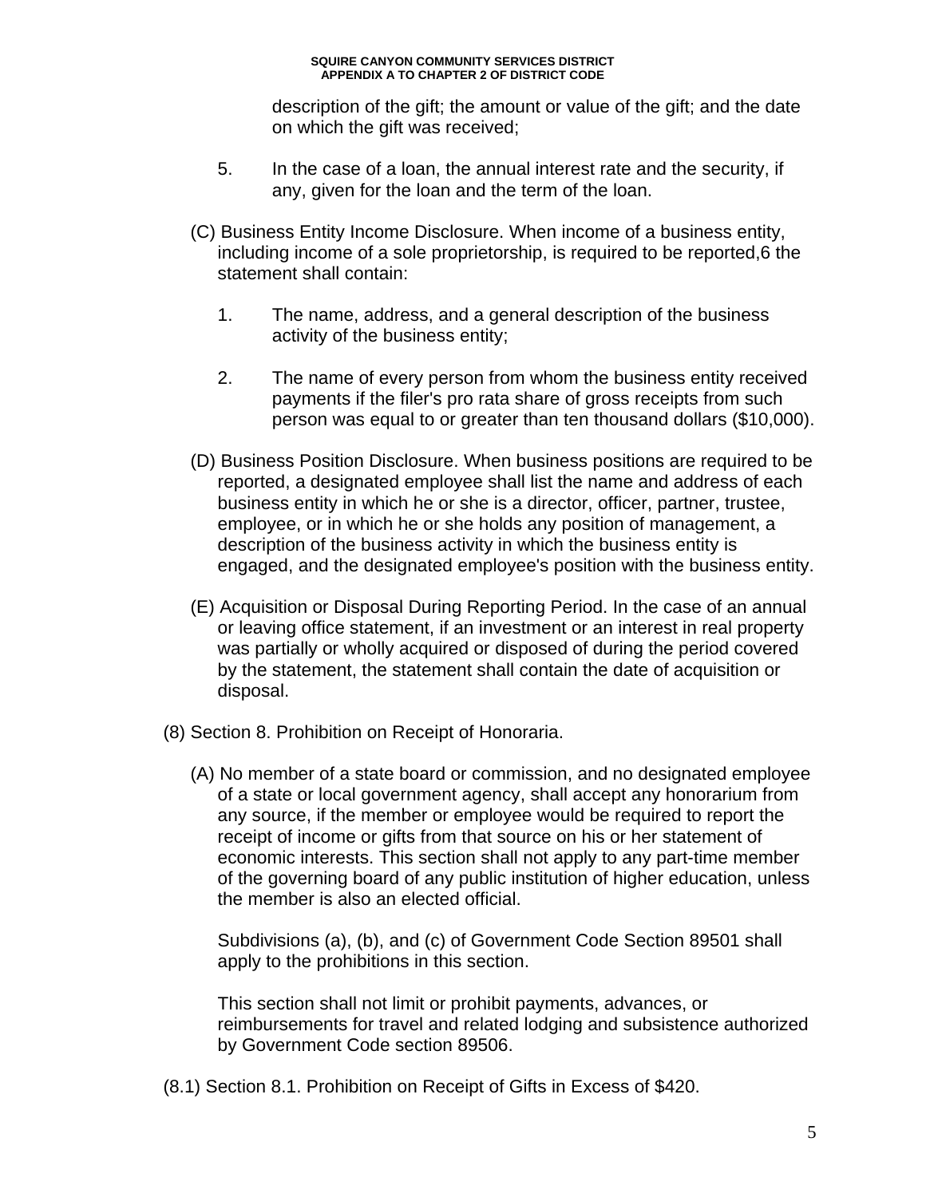description of the gift; the amount or value of the gift; and the date on which the gift was received;

5. In the case of a loan, the annual interest rate and the security, if any, given for the loan and the term of the loan.

(C) Business Entity Income Disclosure. When income of a business entity, including income of a sole proprietorship, is required to be reported,6 the statement shall contain:

1. The name, address, and a general description of the business activity of the business entity;

2. The name of every person from whom the business entity received payments if the filer's pro rata share of gross receipts from such person was equal to or greater than ten thousand dollars ($10,000).

(D) Business Position Disclosure. When business positions are required to be reported, a designated employee shall list the name and address of each business entity in which he or she is a director, officer, partner, trustee, employee, or in which he or she holds any position of management, a description of the business activity in which the business entity is engaged, and the designated employee's position with the business entity.

(E) Acquisition or Disposal During Reporting Period. In the case of an annual or leaving office statement, if an investment or an interest in real property was partially or wholly acquired or disposed of during the period covered by the statement, the statement shall contain the date of acquisition or disposal.

(8) Section 8. Prohibition on Receipt of Honoraria.

(A) No member of a state board or commission, and no designated employee of a state or local government agency, shall accept any honorarium from any source, if the member or employee would be required to report the receipt of income or gifts from that source on his or her statement of economic interests. This section shall not apply to any part-time member of the governing board of any public institution of higher education, unless the member is also an elected official.

Subdivisions (a), (b), and (c) of Government Code Section 89501 shall apply to the prohibitions in this section.

This section shall not limit or prohibit payments, advances, or reimbursements for travel and related lodging and subsistence authorized by Government Code section 89506.

(8.1) Section 8.1. Prohibition on Receipt of Gifts in Excess of $420.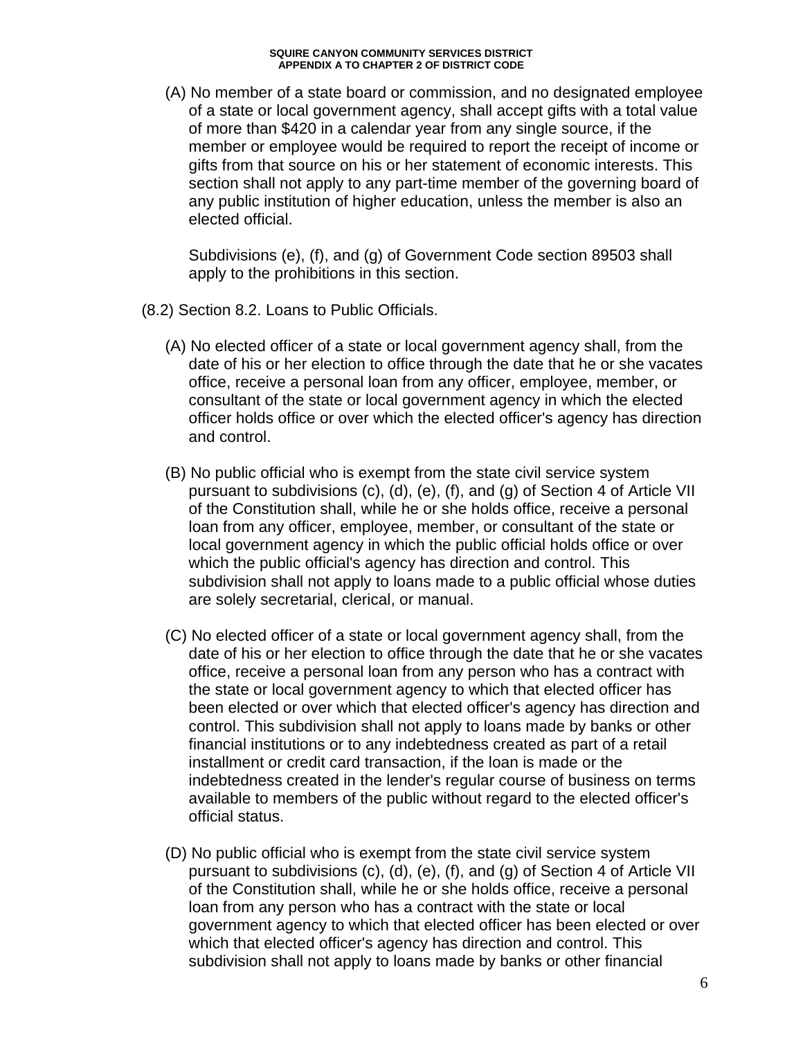(A) No member of a state board or commission, and no designated employee of a state or local government agency, shall accept gifts with a total value of more than $420 in a calendar year from any single source, if the member or employee would be required to report the receipt of income or gifts from that source on his or her statement of economic interests. This section shall not apply to any part-time member of the governing board of any public institution of higher education, unless the member is also an elected official.

Subdivisions (e), (f), and (g) of Government Code section 89503 shall apply to the prohibitions in this section.

(8.2) Section 8.2. Loans to Public Officials.

(A) No elected officer of a state or local government agency shall, from the date of his or her election to office through the date that he or she vacates office, receive a personal loan from any officer, employee, member, or consultant of the state or local government agency in which the elected officer holds office or over which the elected officer's agency has direction and control.

(B) No public official who is exempt from the state civil service system pursuant to subdivisions (c), (d), (e), (f), and (g) of Section 4 of Article VII of the Constitution shall, while he or she holds office, receive a personal loan from any officer, employee, member, or consultant of the state or local government agency in which the public official holds office or over which the public official's agency has direction and control. This subdivision shall not apply to loans made to a public official whose duties are solely secretarial, clerical, or manual.

(C) No elected officer of a state or local government agency shall, from the date of his or her election to office through the date that he or she vacates office, receive a personal loan from any person who has a contract with the state or local government agency to which that elected officer has been elected or over which that elected officer's agency has direction and control. This subdivision shall not apply to loans made by banks or other financial institutions or to any indebtedness created as part of a retail installment or credit card transaction, if the loan is made or the indebtedness created in the lender's regular course of business on terms available to members of the public without regard to the elected officer's official status.

(D) No public official who is exempt from the state civil service system pursuant to subdivisions (c), (d), (e), (f), and (g) of Section 4 of Article VII of the Constitution shall, while he or she holds office, receive a personal loan from any person who has a contract with the state or local government agency to which that elected officer has been elected or over which that elected officer's agency has direction and control. This subdivision shall not apply to loans made by banks or other financial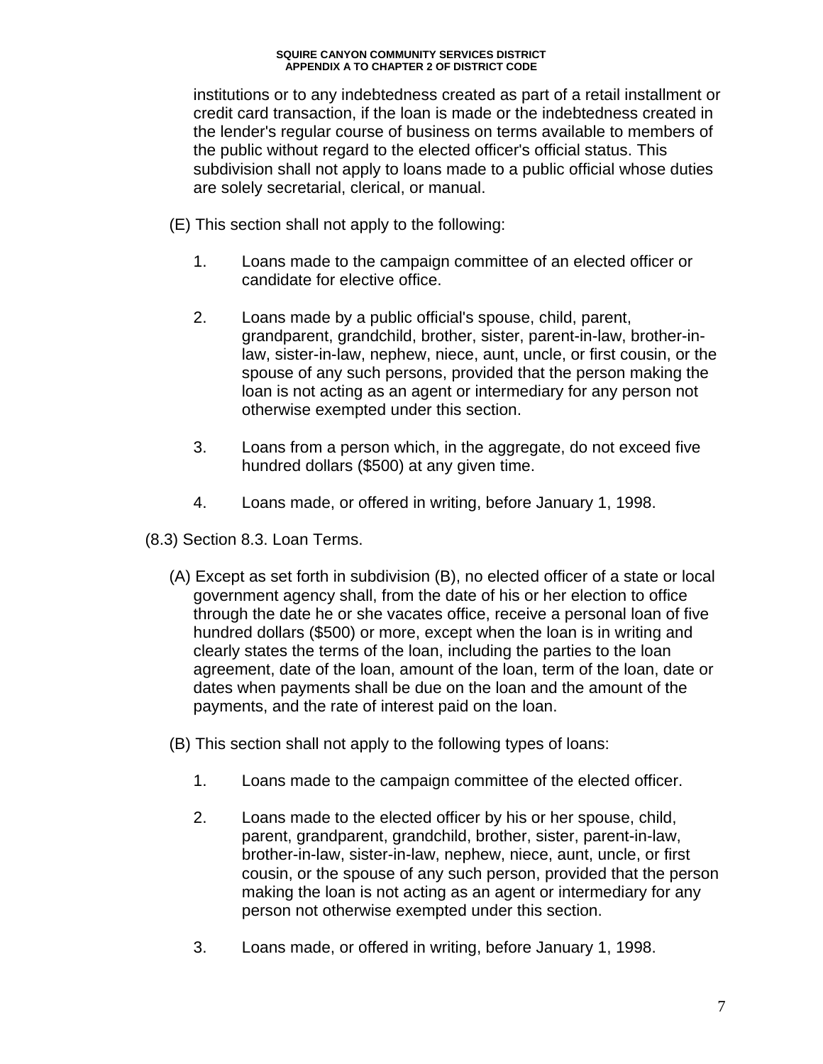institutions or to any indebtedness created as part of a retail installment or credit card transaction, if the loan is made or the indebtedness created in the lender's regular course of business on terms available to members of the public without regard to the elected officer's official status. This subdivision shall not apply to loans made to a public official whose duties are solely secretarial, clerical, or manual.

(E) This section shall not apply to the following:

1. Loans made to the campaign committee of an elected officer or candidate for elective office.

2. Loans made by a public official's spouse, child, parent, grandparent, grandchild, brother, sister, parent-in-law, brother-in-law, sister-in-law, nephew, niece, aunt, uncle, or first cousin, or the spouse of any such persons, provided that the person making the loan is not acting as an agent or intermediary for any person not otherwise exempted under this section.

3. Loans from a person which, in the aggregate, do not exceed five hundred dollars ($500) at any given time.

4. Loans made, or offered in writing, before January 1, 1998.

(8.3) Section 8.3. Loan Terms.

(A) Except as set forth in subdivision (B), no elected officer of a state or local government agency shall, from the date of his or her election to office through the date he or she vacates office, receive a personal loan of five hundred dollars ($500) or more, except when the loan is in writing and clearly states the terms of the loan, including the parties to the loan agreement, date of the loan, amount of the loan, term of the loan, date or dates when payments shall be due on the loan and the amount of the payments, and the rate of interest paid on the loan.

(B) This section shall not apply to the following types of loans:

1. Loans made to the campaign committee of the elected officer.

2. Loans made to the elected officer by his or her spouse, child, parent, grandparent, grandchild, brother, sister, parent-in-law, brother-in-law, sister-in-law, nephew, niece, aunt, uncle, or first cousin, or the spouse of any such person, provided that the person making the loan is not acting as an agent or intermediary for any person not otherwise exempted under this section.

3. Loans made, or offered in writing, before January 1, 1998.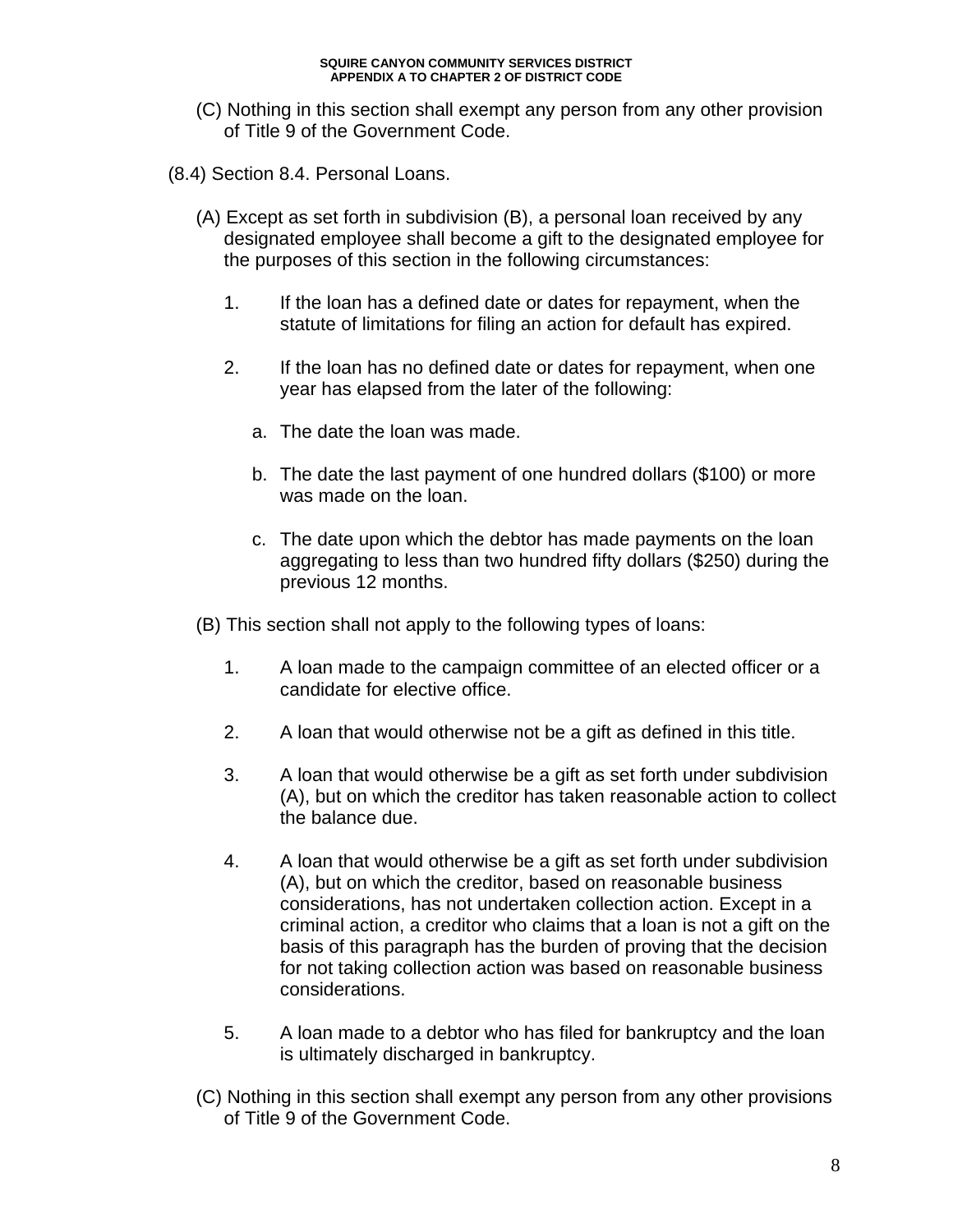(C) Nothing in this section shall exempt any person from any other provision of Title 9 of the Government Code.

(8.4) Section 8.4. Personal Loans.

(A) Except as set forth in subdivision (B), a personal loan received by any designated employee shall become a gift to the designated employee for the purposes of this section in the following circumstances:

1. If the loan has a defined date or dates for repayment, when the statute of limitations for filing an action for default has expired.

2. If the loan has no defined date or dates for repayment, when one year has elapsed from the later of the following:

   a. The date the loan was made.

   b. The date the last payment of one hundred dollars ($100) or more was made on the loan.

   c. The date upon which the debtor has made payments on the loan aggregating to less than two hundred fifty dollars ($250) during the previous 12 months.

(B) This section shall not apply to the following types of loans:

1. A loan made to the campaign committee of an elected officer or a candidate for elective office.

2. A loan that would otherwise not be a gift as defined in this title.

3. A loan that would otherwise be a gift as set forth under subdivision (A), but on which the creditor has taken reasonable action to collect the balance due.

4. A loan that would otherwise be a gift as set forth under subdivision (A), but on which the creditor, based on reasonable business considerations, has not undertaken collection action. Except in a criminal action, a creditor who claims that a loan is not a gift on the basis of this paragraph has the burden of proving that the decision for not taking collection action was based on reasonable business considerations.

5. A loan made to a debtor who has filed for bankruptcy and the loan is ultimately discharged in bankruptcy.

(C) Nothing in this section shall exempt any person from any other provisions of Title 9 of the Government Code.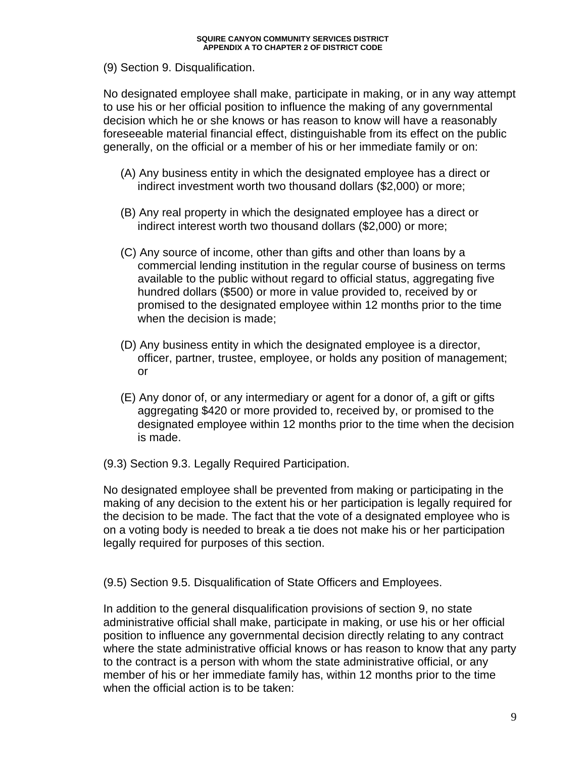(9) Section 9. Disqualification.

No designated employee shall make, participate in making, or in any way attempt to use his or her official position to influence the making of any governmental decision which he or she knows or has reason to know will have a reasonably foreseeable material financial effect, distinguishable from its effect on the public generally, on the official or a member of his or her immediate family or on:

(A) Any business entity in which the designated employee has a direct or indirect investment worth two thousand dollars ($2,000) or more;

(B) Any real property in which the designated employee has a direct or indirect interest worth two thousand dollars ($2,000) or more;

(C) Any source of income, other than gifts and other than loans by a commercial lending institution in the regular course of business on terms available to the public without regard to official status, aggregating five hundred dollars ($500) or more in value provided to, received by or promised to the designated employee within 12 months prior to the time when the decision is made;

(D) Any business entity in which the designated employee is a director, officer, partner, trustee, employee, or holds any position of management; or

(E) Any donor of, or any intermediary or agent for a donor of, a gift or gifts aggregating $420 or more provided to, received by, or promised to the designated employee within 12 months prior to the time when the decision is made.

(9.3) Section 9.3. Legally Required Participation.

No designated employee shall be prevented from making or participating in the making of any decision to the extent his or her participation is legally required for the decision to be made. The fact that the vote of a designated employee who is on a voting body is needed to break a tie does not make his or her participation legally required for purposes of this section.

(9.5) Section 9.5. Disqualification of State Officers and Employees.

In addition to the general disqualification provisions of section 9, no state administrative official shall make, participate in making, or use his or her official position to influence any governmental decision directly relating to any contract where the state administrative official knows or has reason to know that any party to the contract is a person with whom the state administrative official, or any member of his or her immediate family has, within 12 months prior to the time when the official action is to be taken: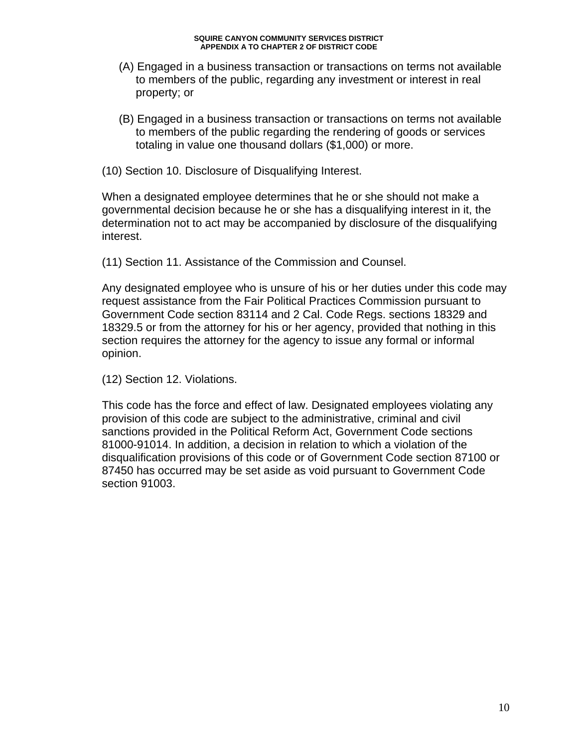(A) Engaged in a business transaction or transactions on terms not available to members of the public, regarding any investment or interest in real property; or

(B) Engaged in a business transaction or transactions on terms not available to members of the public regarding the rendering of goods or services totaling in value one thousand dollars ($1,000) or more.

(10) Section 10. Disclosure of Disqualifying Interest.

When a designated employee determines that he or she should not make a governmental decision because he or she has a disqualifying interest in it, the determination not to act may be accompanied by disclosure of the disqualifying interest.

(11) Section 11. Assistance of the Commission and Counsel.

Any designated employee who is unsure of his or her duties under this code may request assistance from the Fair Political Practices Commission pursuant to Government Code section 83114 and 2 Cal. Code Regs. sections 18329 and 18329.5 or from the attorney for his or her agency, provided that nothing in this section requires the attorney for the agency to issue any formal or informal opinion.

(12) Section 12. Violations.

This code has the force and effect of law. Designated employees violating any provision of this code are subject to the administrative, criminal and civil sanctions provided in the Political Reform Act, Government Code sections 81000-91014. In addition, a decision in relation to which a violation of the disqualification provisions of this code or of Government Code section 87100 or 87450 has occurred may be set aside as void pursuant to Government Code section 91003.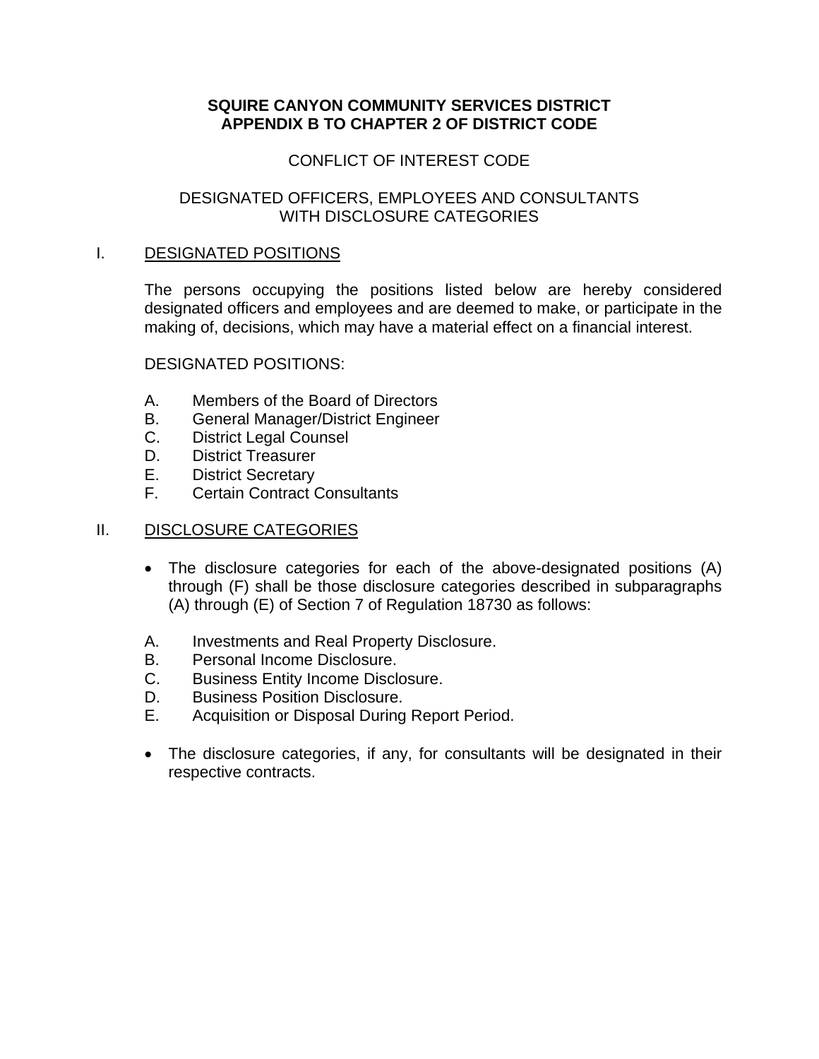**SQUIRE CANYON COMMUNITY SERVICES DISTRICT**
**APPENDIX B TO CHAPTER 2 OF DISTRICT CODE**

CONFLICT OF INTEREST CODE

DESIGNATED OFFICERS, EMPLOYEES AND CONSULTANTS
WITH DISCLOSURE CATEGORIES

## I. DESIGNATED POSITIONS

The persons occupying the positions listed below are hereby considered designated officers and employees and are deemed to make, or participate in the making of, decisions, which may have a material effect on a financial interest.

DESIGNATED POSITIONS:

A. Members of the Board of Directors
B. General Manager/District Engineer
C. District Legal Counsel
D. District Treasurer
E. District Secretary
F. Certain Contract Consultants

## II. DISCLOSURE CATEGORIES

- The disclosure categories for each of the above-designated positions (A) through (F) shall be those disclosure categories described in subparagraphs (A) through (E) of Section 7 of Regulation 18730 as follows:

A. Investments and Real Property Disclosure.
B. Personal Income Disclosure.
C. Business Entity Income Disclosure.
D. Business Position Disclosure.
E. Acquisition or Disposal During Report Period.

- The disclosure categories, if any, for consultants will be designated in their respective contracts.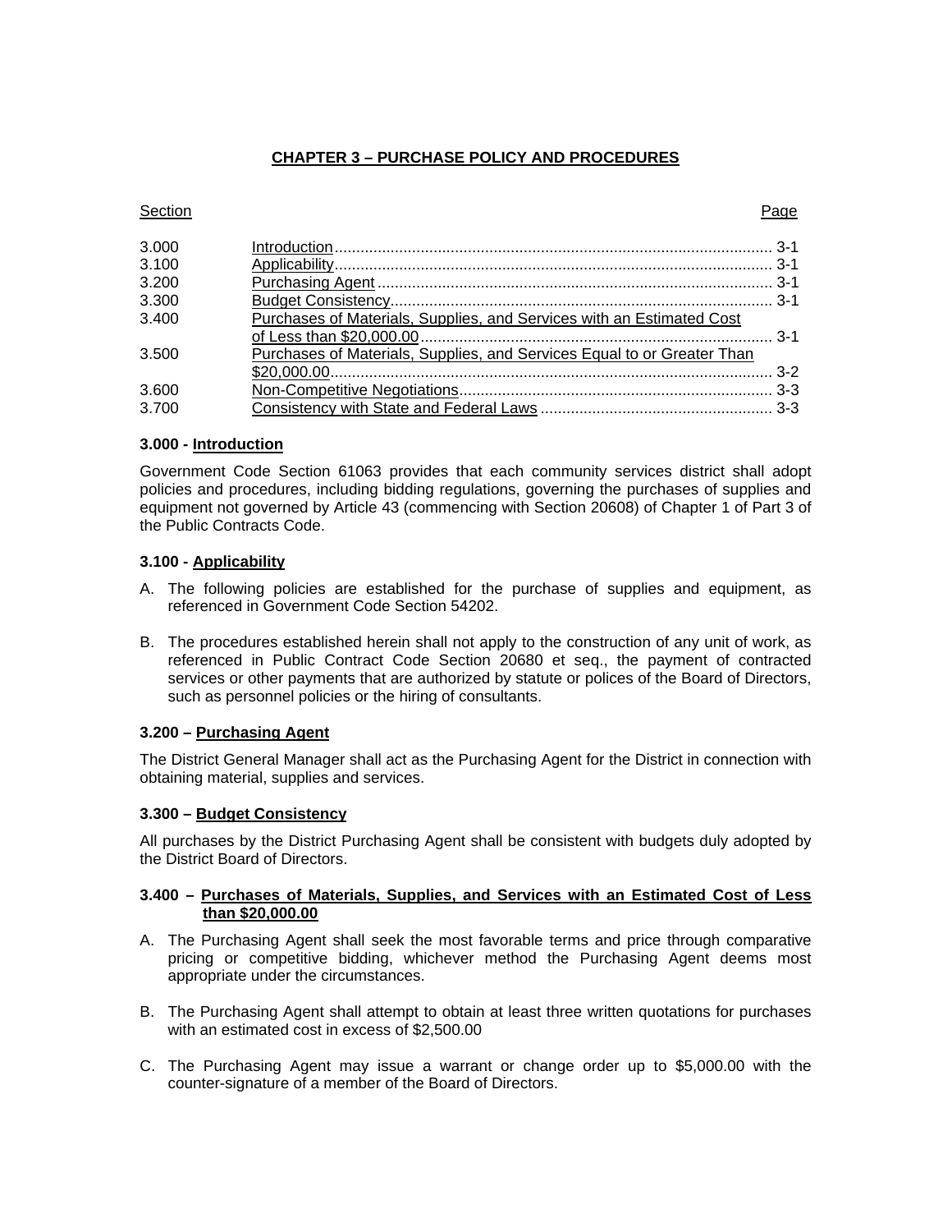# CHAPTER 3 – PURCHASE POLICY AND PROCEDURES

| Section | | Page |
|---|---|---|
| 3.000 | Introduction | 3-1 |
| 3.100 | Applicability | 3-1 |
| 3.200 | Purchasing Agent | 3-1 |
| 3.300 | Budget Consistency | 3-1 |
| 3.400 | Purchases of Materials, Supplies, and Services with an Estimated Cost of Less than $20,000.00 | 3-1 |
| 3.500 | Purchases of Materials, Supplies, and Services Equal to or Greater Than $20,000.00 | 3-2 |
| 3.600 | Non-Competitive Negotiations | 3-3 |
| 3.700 | Consistency with State and Federal Laws | 3-3 |

### 3.000 - Introduction

Government Code Section 61063 provides that each community services district shall adopt policies and procedures, including bidding regulations, governing the purchases of supplies and equipment not governed by Article 43 (commencing with Section 20608) of Chapter 1 of Part 3 of the Public Contracts Code.

### 3.100 - Applicability

A. The following policies are established for the purchase of supplies and equipment, as referenced in Government Code Section 54202.

B. The procedures established herein shall not apply to the construction of any unit of work, as referenced in Public Contract Code Section 20680 et seq., the payment of contracted services or other payments that are authorized by statute or polices of the Board of Directors, such as personnel policies or the hiring of consultants.

### 3.200 – Purchasing Agent

The District General Manager shall act as the Purchasing Agent for the District in connection with obtaining material, supplies and services.

### 3.300 – Budget Consistency

All purchases by the District Purchasing Agent shall be consistent with budgets duly adopted by the District Board of Directors.

### 3.400 – Purchases of Materials, Supplies, and Services with an Estimated Cost of Less than $20,000.00

A. The Purchasing Agent shall seek the most favorable terms and price through comparative pricing or competitive bidding, whichever method the Purchasing Agent deems most appropriate under the circumstances.

B. The Purchasing Agent shall attempt to obtain at least three written quotations for purchases with an estimated cost in excess of $2,500.00

C. The Purchasing Agent may issue a warrant or change order up to $5,000.00 with the counter-signature of a member of the Board of Directors.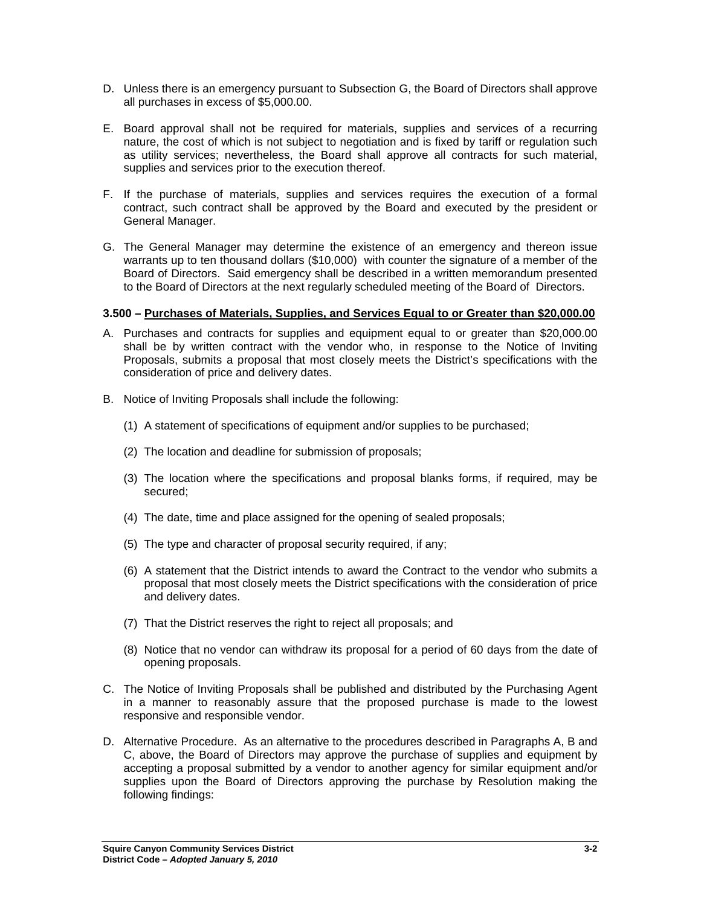D. Unless there is an emergency pursuant to Subsection G, the Board of Directors shall approve all purchases in excess of $5,000.00.

E. Board approval shall not be required for materials, supplies and services of a recurring nature, the cost of which is not subject to negotiation and is fixed by tariff or regulation such as utility services; nevertheless, the Board shall approve all contracts for such material, supplies and services prior to the execution thereof.

F. If the purchase of materials, supplies and services requires the execution of a formal contract, such contract shall be approved by the Board and executed by the president or General Manager.

G. The General Manager may determine the existence of an emergency and thereon issue warrants up to ten thousand dollars ($10,000) with counter the signature of a member of the Board of Directors. Said emergency shall be described in a written memorandum presented to the Board of Directors at the next regularly scheduled meeting of the Board of Directors.

**3.500 – Purchases of Materials, Supplies, and Services Equal to or Greater than $20,000.00**

A. Purchases and contracts for supplies and equipment equal to or greater than $20,000.00 shall be by written contract with the vendor who, in response to the Notice of Inviting Proposals, submits a proposal that most closely meets the District's specifications with the consideration of price and delivery dates.

B. Notice of Inviting Proposals shall include the following:

   (1) A statement of specifications of equipment and/or supplies to be purchased;

   (2) The location and deadline for submission of proposals;

   (3) The location where the specifications and proposal blanks forms, if required, may be secured;

   (4) The date, time and place assigned for the opening of sealed proposals;

   (5) The type and character of proposal security required, if any;

   (6) A statement that the District intends to award the Contract to the vendor who submits a proposal that most closely meets the District specifications with the consideration of price and delivery dates.

   (7) That the District reserves the right to reject all proposals; and

   (8) Notice that no vendor can withdraw its proposal for a period of 60 days from the date of opening proposals.

C. The Notice of Inviting Proposals shall be published and distributed by the Purchasing Agent in a manner to reasonably assure that the proposed purchase is made to the lowest responsive and responsible vendor.

D. Alternative Procedure. As an alternative to the procedures described in Paragraphs A, B and C, above, the Board of Directors may approve the purchase of supplies and equipment by accepting a proposal submitted by a vendor to another agency for similar equipment and/or supplies upon the Board of Directors approving the purchase by Resolution making the following findings: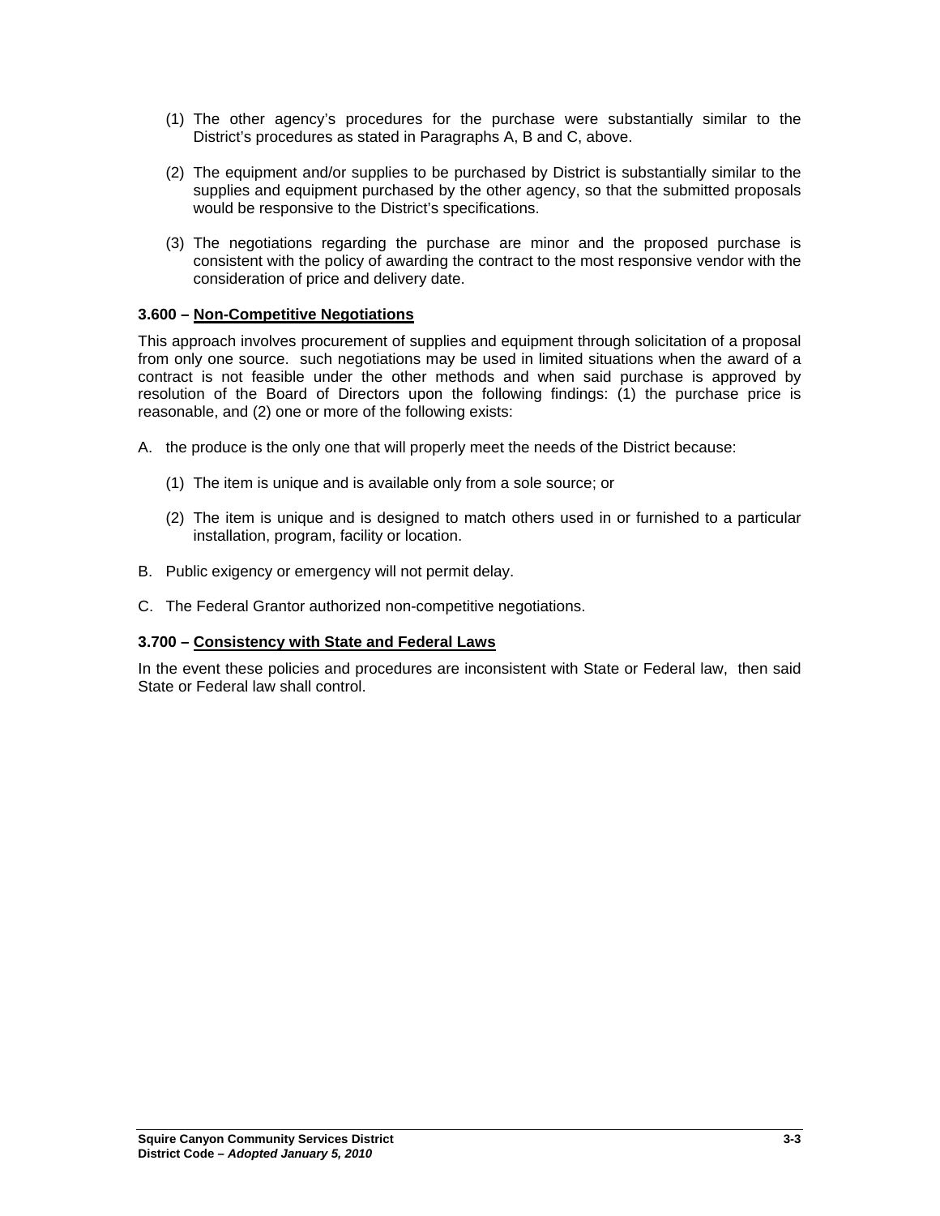(1) The other agency's procedures for the purchase were substantially similar to the District's procedures as stated in Paragraphs A, B and C, above.

(2) The equipment and/or supplies to be purchased by District is substantially similar to the supplies and equipment purchased by the other agency, so that the submitted proposals would be responsive to the District's specifications.

(3) The negotiations regarding the purchase are minor and the proposed purchase is consistent with the policy of awarding the contract to the most responsive vendor with the consideration of price and delivery date.

### 3.600 – Non-Competitive Negotiations

This approach involves procurement of supplies and equipment through solicitation of a proposal from only one source. such negotiations may be used in limited situations when the award of a contract is not feasible under the other methods and when said purchase is approved by resolution of the Board of Directors upon the following findings: (1) the purchase price is reasonable, and (2) one or more of the following exists:

A. the produce is the only one that will properly meet the needs of the District because:

   (1) The item is unique and is available only from a sole source; or

   (2) The item is unique and is designed to match others used in or furnished to a particular installation, program, facility or location.

B. Public exigency or emergency will not permit delay.

C. The Federal Grantor authorized non-competitive negotiations.

### 3.700 – Consistency with State and Federal Laws

In the event these policies and procedures are inconsistent with State or Federal law, then said State or Federal law shall control.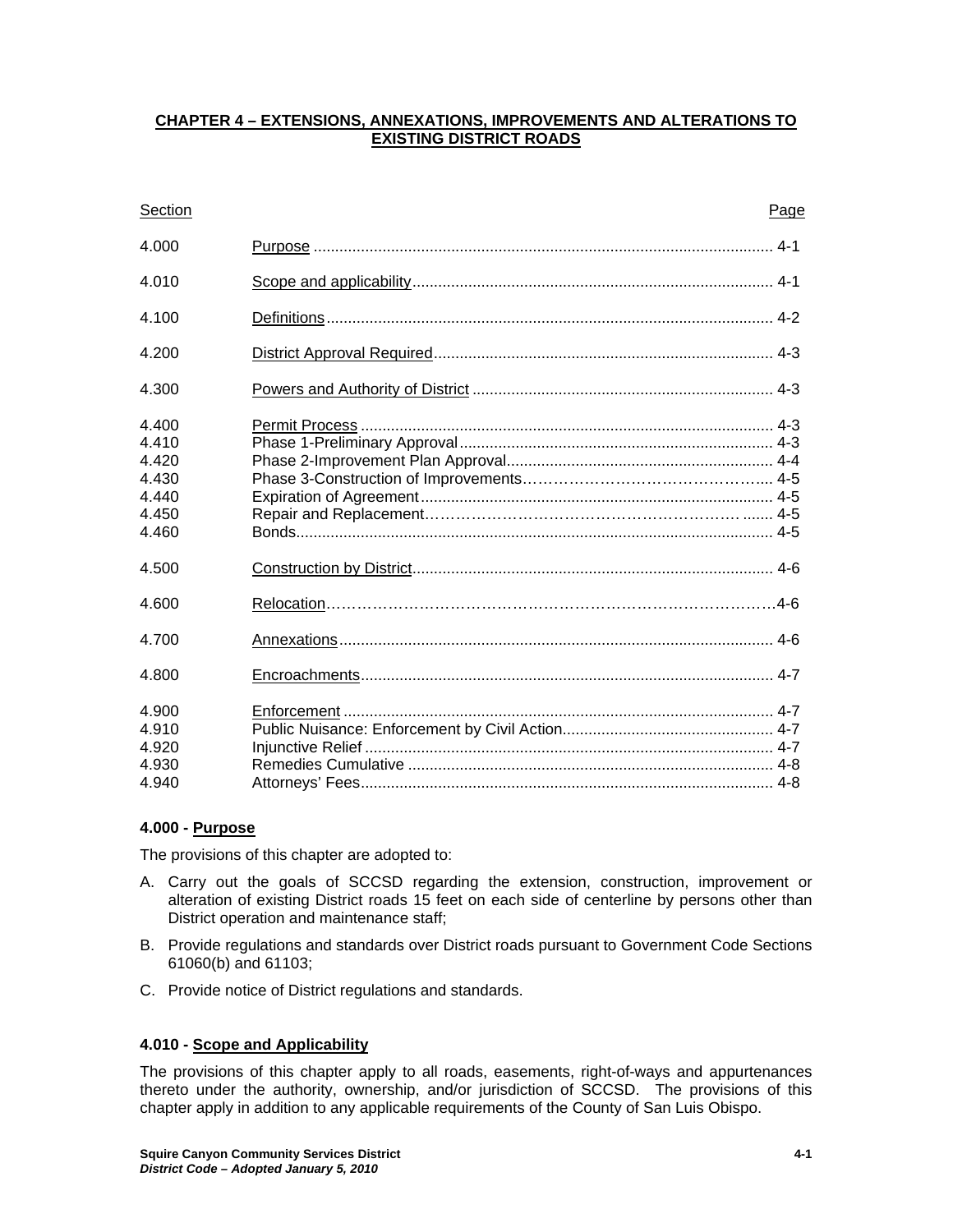## CHAPTER 4 – EXTENSIONS, ANNEXATIONS, IMPROVEMENTS AND ALTERATIONS TO EXISTING DISTRICT ROADS

| Section | | Page |
|---|---|---|
| 4.000 | Purpose | 4-1 |
| 4.010 | Scope and applicability | 4-1 |
| 4.100 | Definitions | 4-2 |
| 4.200 | District Approval Required | 4-3 |
| 4.300 | Powers and Authority of District | 4-3 |
| 4.400 | Permit Process | 4-3 |
| 4.410 | Phase 1-Preliminary Approval | 4-3 |
| 4.420 | Phase 2-Improvement Plan Approval | 4-4 |
| 4.430 | Phase 3-Construction of Improvements | 4-5 |
| 4.440 | Expiration of Agreement | 4-5 |
| 4.450 | Repair and Replacement | 4-5 |
| 4.460 | Bonds | 4-5 |
| 4.500 | Construction by District | 4-6 |
| 4.600 | Relocation | 4-6 |
| 4.700 | Annexations | 4-6 |
| 4.800 | Encroachments | 4-7 |
| 4.900 | Enforcement | 4-7 |
| 4.910 | Public Nuisance: Enforcement by Civil Action | 4-7 |
| 4.920 | Injunctive Relief | 4-7 |
| 4.930 | Remedies Cumulative | 4-8 |
| 4.940 | Attorneys' Fees | 4-8 |

### 4.000 - Purpose

The provisions of this chapter are adopted to:

A. Carry out the goals of SCCSD regarding the extension, construction, improvement or alteration of existing District roads 15 feet on each side of centerline by persons other than District operation and maintenance staff;

B. Provide regulations and standards over District roads pursuant to Government Code Sections 61060(b) and 61103;

C. Provide notice of District regulations and standards.

### 4.010 - Scope and Applicability

The provisions of this chapter apply to all roads, easements, right-of-ways and appurtenances thereto under the authority, ownership, and/or jurisdiction of SCCSD. The provisions of this chapter apply in addition to any applicable requirements of the County of San Luis Obispo.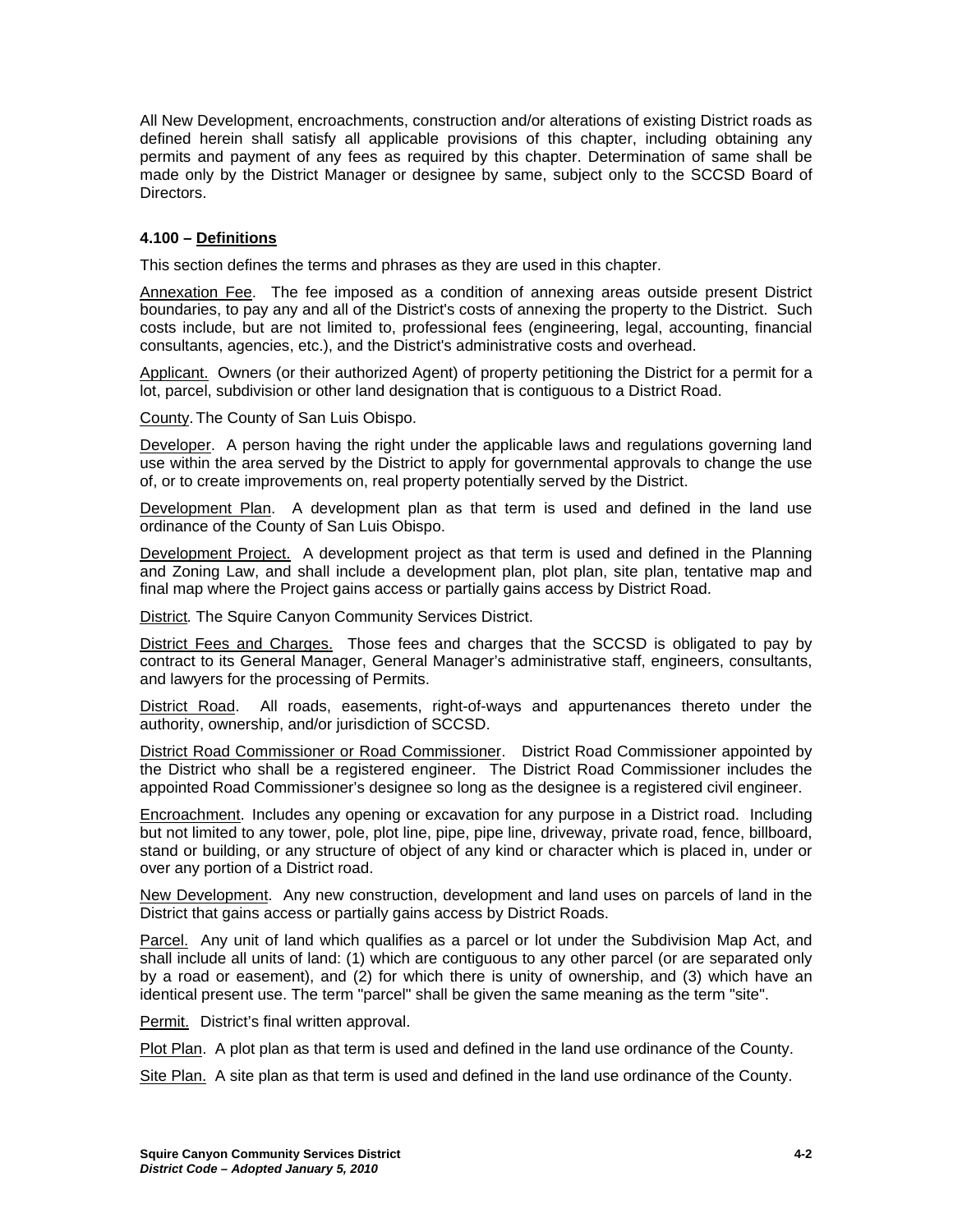All New Development, encroachments, construction and/or alterations of existing District roads as defined herein shall satisfy all applicable provisions of this chapter, including obtaining any permits and payment of any fees as required by this chapter. Determination of same shall be made only by the District Manager or designee by same, subject only to the SCCSD Board of Directors.

### 4.100 – Definitions

This section defines the terms and phrases as they are used in this chapter.

Annexation Fee. The fee imposed as a condition of annexing areas outside present District boundaries, to pay any and all of the District's costs of annexing the property to the District. Such costs include, but are not limited to, professional fees (engineering, legal, accounting, financial consultants, agencies, etc.), and the District's administrative costs and overhead.

Applicant. Owners (or their authorized Agent) of property petitioning the District for a permit for a lot, parcel, subdivision or other land designation that is contiguous to a District Road.

County. The County of San Luis Obispo.

Developer. A person having the right under the applicable laws and regulations governing land use within the area served by the District to apply for governmental approvals to change the use of, or to create improvements on, real property potentially served by the District.

Development Plan. A development plan as that term is used and defined in the land use ordinance of the County of San Luis Obispo.

Development Project. A development project as that term is used and defined in the Planning and Zoning Law, and shall include a development plan, plot plan, site plan, tentative map and final map where the Project gains access or partially gains access by District Road.

District. The Squire Canyon Community Services District.

District Fees and Charges. Those fees and charges that the SCCSD is obligated to pay by contract to its General Manager, General Manager's administrative staff, engineers, consultants, and lawyers for the processing of Permits.

District Road. All roads, easements, right-of-ways and appurtenances thereto under the authority, ownership, and/or jurisdiction of SCCSD.

District Road Commissioner or Road Commissioner. District Road Commissioner appointed by the District who shall be a registered engineer. The District Road Commissioner includes the appointed Road Commissioner's designee so long as the designee is a registered civil engineer.

Encroachment. Includes any opening or excavation for any purpose in a District road. Including but not limited to any tower, pole, plot line, pipe, pipe line, driveway, private road, fence, billboard, stand or building, or any structure of object of any kind or character which is placed in, under or over any portion of a District road.

New Development. Any new construction, development and land uses on parcels of land in the District that gains access or partially gains access by District Roads.

Parcel. Any unit of land which qualifies as a parcel or lot under the Subdivision Map Act, and shall include all units of land: (1) which are contiguous to any other parcel (or are separated only by a road or easement), and (2) for which there is unity of ownership, and (3) which have an identical present use. The term "parcel" shall be given the same meaning as the term "site".

Permit. District's final written approval.

Plot Plan. A plot plan as that term is used and defined in the land use ordinance of the County.

Site Plan. A site plan as that term is used and defined in the land use ordinance of the County.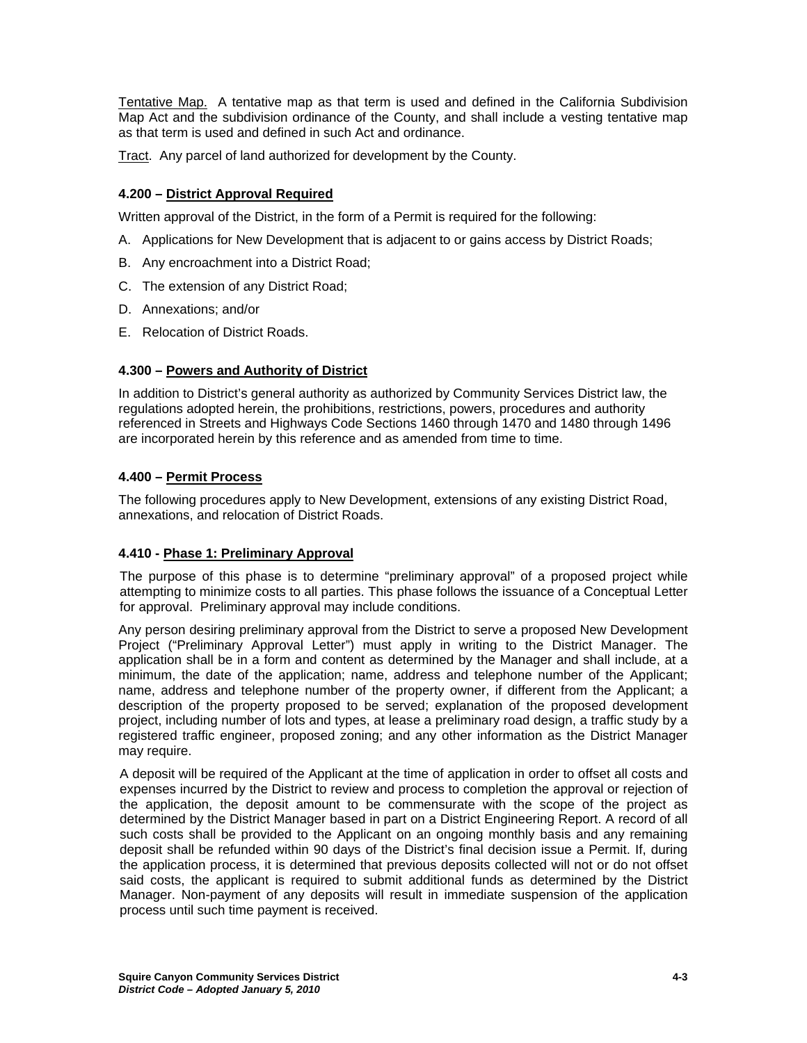Tentative Map. A tentative map as that term is used and defined in the California Subdivision Map Act and the subdivision ordinance of the County, and shall include a vesting tentative map as that term is used and defined in such Act and ordinance.

Tract. Any parcel of land authorized for development by the County.

### 4.200 – District Approval Required

Written approval of the District, in the form of a Permit is required for the following:

A. Applications for New Development that is adjacent to or gains access by District Roads;

B. Any encroachment into a District Road;

C. The extension of any District Road;

D. Annexations; and/or

E. Relocation of District Roads.

### 4.300 – Powers and Authority of District

In addition to District's general authority as authorized by Community Services District law, the regulations adopted herein, the prohibitions, restrictions, powers, procedures and authority referenced in Streets and Highways Code Sections 1460 through 1470 and 1480 through 1496 are incorporated herein by this reference and as amended from time to time.

### 4.400 – Permit Process

The following procedures apply to New Development, extensions of any existing District Road, annexations, and relocation of District Roads.

### 4.410 - Phase 1: Preliminary Approval

The purpose of this phase is to determine "preliminary approval" of a proposed project while attempting to minimize costs to all parties. This phase follows the issuance of a Conceptual Letter for approval. Preliminary approval may include conditions.

Any person desiring preliminary approval from the District to serve a proposed New Development Project ("Preliminary Approval Letter") must apply in writing to the District Manager. The application shall be in a form and content as determined by the Manager and shall include, at a minimum, the date of the application; name, address and telephone number of the Applicant; name, address and telephone number of the property owner, if different from the Applicant; a description of the property proposed to be served; explanation of the proposed development project, including number of lots and types, at lease a preliminary road design, a traffic study by a registered traffic engineer, proposed zoning; and any other information as the District Manager may require.

A deposit will be required of the Applicant at the time of application in order to offset all costs and expenses incurred by the District to review and process to completion the approval or rejection of the application, the deposit amount to be commensurate with the scope of the project as determined by the District Manager based in part on a District Engineering Report. A record of all such costs shall be provided to the Applicant on an ongoing monthly basis and any remaining deposit shall be refunded within 90 days of the District's final decision issue a Permit. If, during the application process, it is determined that previous deposits collected will not or do not offset said costs, the applicant is required to submit additional funds as determined by the District Manager. Non-payment of any deposits will result in immediate suspension of the application process until such time payment is received.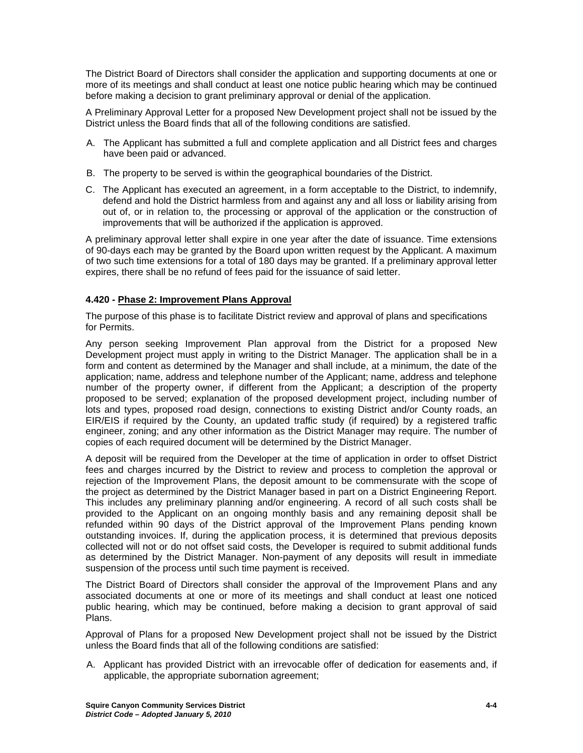The District Board of Directors shall consider the application and supporting documents at one or more of its meetings and shall conduct at least one notice public hearing which may be continued before making a decision to grant preliminary approval or denial of the application.

A Preliminary Approval Letter for a proposed New Development project shall not be issued by the District unless the Board finds that all of the following conditions are satisfied.

A. The Applicant has submitted a full and complete application and all District fees and charges have been paid or advanced.

B. The property to be served is within the geographical boundaries of the District.

C. The Applicant has executed an agreement, in a form acceptable to the District, to indemnify, defend and hold the District harmless from and against any and all loss or liability arising from out of, or in relation to, the processing or approval of the application or the construction of improvements that will be authorized if the application is approved.

A preliminary approval letter shall expire in one year after the date of issuance. Time extensions of 90-days each may be granted by the Board upon written request by the Applicant. A maximum of two such time extensions for a total of 180 days may be granted. If a preliminary approval letter expires, there shall be no refund of fees paid for the issuance of said letter.

### 4.420 - Phase 2: Improvement Plans Approval

The purpose of this phase is to facilitate District review and approval of plans and specifications for Permits.

Any person seeking Improvement Plan approval from the District for a proposed New Development project must apply in writing to the District Manager. The application shall be in a form and content as determined by the Manager and shall include, at a minimum, the date of the application; name, address and telephone number of the Applicant; name, address and telephone number of the property owner, if different from the Applicant; a description of the property proposed to be served; explanation of the proposed development project, including number of lots and types, proposed road design, connections to existing District and/or County roads, an EIR/EIS if required by the County, an updated traffic study (if required) by a registered traffic engineer, zoning; and any other information as the District Manager may require. The number of copies of each required document will be determined by the District Manager.

A deposit will be required from the Developer at the time of application in order to offset District fees and charges incurred by the District to review and process to completion the approval or rejection of the Improvement Plans, the deposit amount to be commensurate with the scope of the project as determined by the District Manager based in part on a District Engineering Report. This includes any preliminary planning and/or engineering. A record of all such costs shall be provided to the Applicant on an ongoing monthly basis and any remaining deposit shall be refunded within 90 days of the District approval of the Improvement Plans pending known outstanding invoices. If, during the application process, it is determined that previous deposits collected will not or do not offset said costs, the Developer is required to submit additional funds as determined by the District Manager. Non-payment of any deposits will result in immediate suspension of the process until such time payment is received.

The District Board of Directors shall consider the approval of the Improvement Plans and any associated documents at one or more of its meetings and shall conduct at least one noticed public hearing, which may be continued, before making a decision to grant approval of said Plans.

Approval of Plans for a proposed New Development project shall not be issued by the District unless the Board finds that all of the following conditions are satisfied:

A. Applicant has provided District with an irrevocable offer of dedication for easements and, if applicable, the appropriate subornation agreement;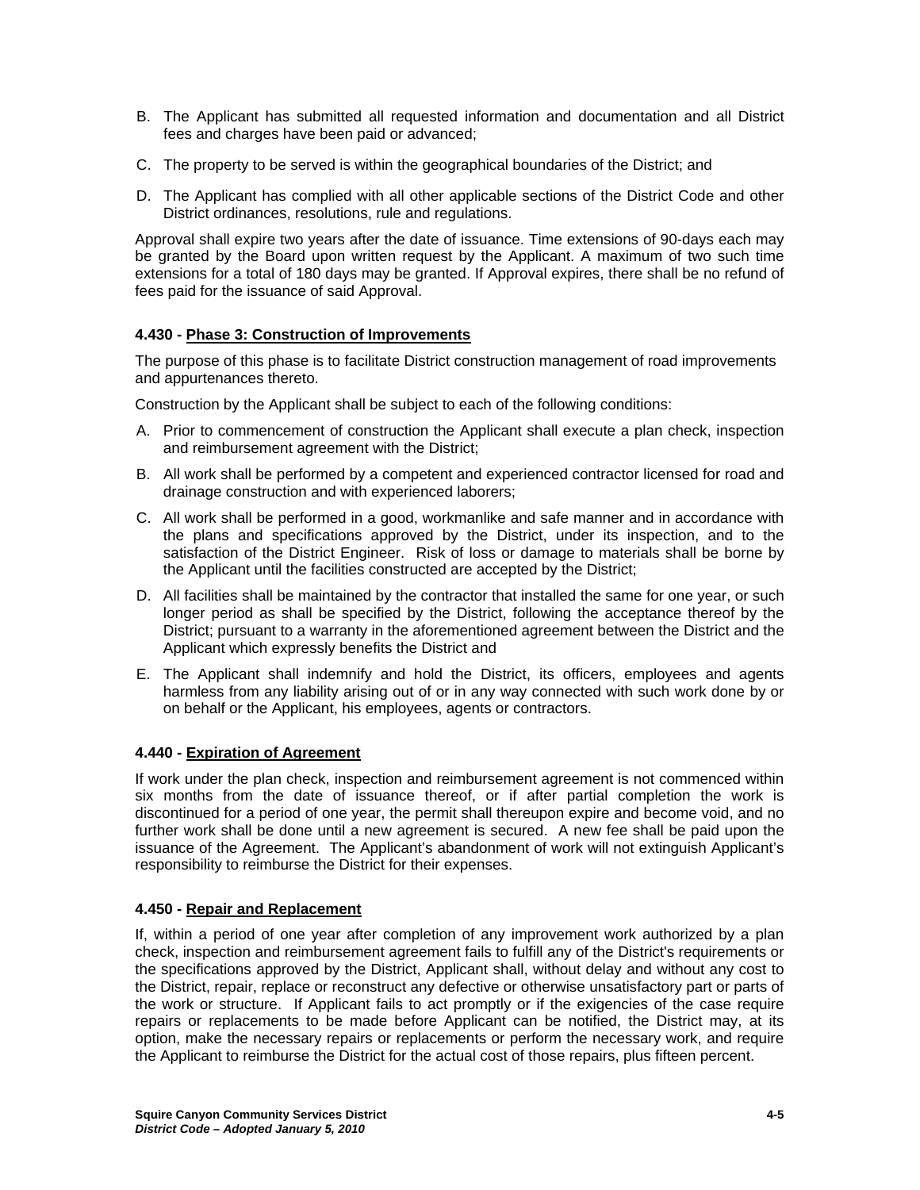B. The Applicant has submitted all requested information and documentation and all District fees and charges have been paid or advanced;

C. The property to be served is within the geographical boundaries of the District; and

D. The Applicant has complied with all other applicable sections of the District Code and other District ordinances, resolutions, rule and regulations.

Approval shall expire two years after the date of issuance. Time extensions of 90-days each may be granted by the Board upon written request by the Applicant. A maximum of two such time extensions for a total of 180 days may be granted. If Approval expires, there shall be no refund of fees paid for the issuance of said Approval.

### 4.430 - Phase 3: Construction of Improvements

The purpose of this phase is to facilitate District construction management of road improvements and appurtenances thereto.

Construction by the Applicant shall be subject to each of the following conditions:

A. Prior to commencement of construction the Applicant shall execute a plan check, inspection and reimbursement agreement with the District;

B. All work shall be performed by a competent and experienced contractor licensed for road and drainage construction and with experienced laborers;

C. All work shall be performed in a good, workmanlike and safe manner and in accordance with the plans and specifications approved by the District, under its inspection, and to the satisfaction of the District Engineer. Risk of loss or damage to materials shall be borne by the Applicant until the facilities constructed are accepted by the District;

D. All facilities shall be maintained by the contractor that installed the same for one year, or such longer period as shall be specified by the District, following the acceptance thereof by the District; pursuant to a warranty in the aforementioned agreement between the District and the Applicant which expressly benefits the District and

E. The Applicant shall indemnify and hold the District, its officers, employees and agents harmless from any liability arising out of or in any way connected with such work done by or on behalf or the Applicant, his employees, agents or contractors.

### 4.440 - Expiration of Agreement

If work under the plan check, inspection and reimbursement agreement is not commenced within six months from the date of issuance thereof, or if after partial completion the work is discontinued for a period of one year, the permit shall thereupon expire and become void, and no further work shall be done until a new agreement is secured. A new fee shall be paid upon the issuance of the Agreement. The Applicant's abandonment of work will not extinguish Applicant's responsibility to reimburse the District for their expenses.

### 4.450 - Repair and Replacement

If, within a period of one year after completion of any improvement work authorized by a plan check, inspection and reimbursement agreement fails to fulfill any of the District's requirements or the specifications approved by the District, Applicant shall, without delay and without any cost to the District, repair, replace or reconstruct any defective or otherwise unsatisfactory part or parts of the work or structure. If Applicant fails to act promptly or if the exigencies of the case require repairs or replacements to be made before Applicant can be notified, the District may, at its option, make the necessary repairs or replacements or perform the necessary work, and require the Applicant to reimburse the District for the actual cost of those repairs, plus fifteen percent.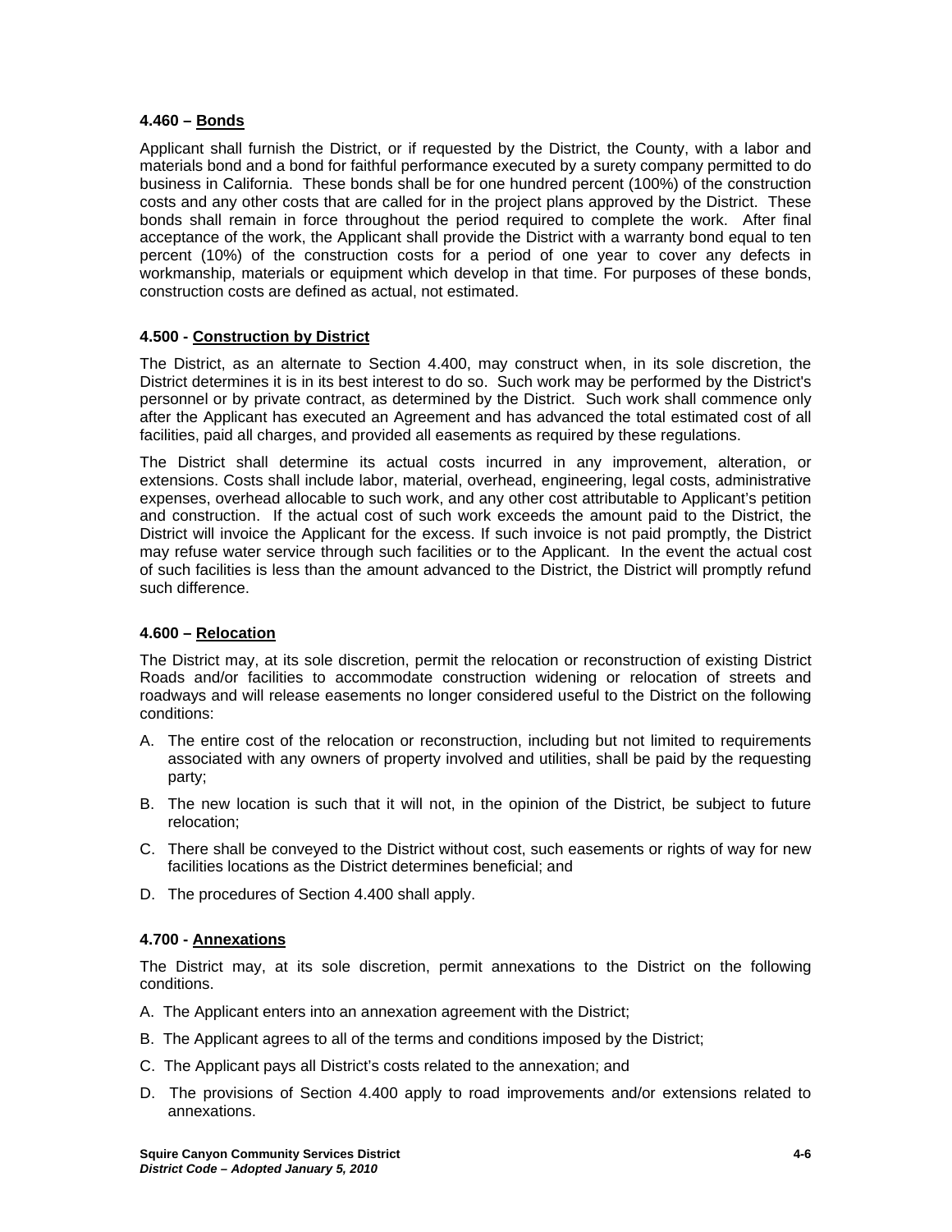### 4.460 – <u>Bonds</u>

Applicant shall furnish the District, or if requested by the District, the County, with a labor and materials bond and a bond for faithful performance executed by a surety company permitted to do business in California. These bonds shall be for one hundred percent (100%) of the construction costs and any other costs that are called for in the project plans approved by the District. These bonds shall remain in force throughout the period required to complete the work. After final acceptance of the work, the Applicant shall provide the District with a warranty bond equal to ten percent (10%) of the construction costs for a period of one year to cover any defects in workmanship, materials or equipment which develop in that time. For purposes of these bonds, construction costs are defined as actual, not estimated.

### 4.500 - <u>Construction by District</u>

The District, as an alternate to Section 4.400, may construct when, in its sole discretion, the District determines it is in its best interest to do so. Such work may be performed by the District's personnel or by private contract, as determined by the District. Such work shall commence only after the Applicant has executed an Agreement and has advanced the total estimated cost of all facilities, paid all charges, and provided all easements as required by these regulations.

The District shall determine its actual costs incurred in any improvement, alteration, or extensions. Costs shall include labor, material, overhead, engineering, legal costs, administrative expenses, overhead allocable to such work, and any other cost attributable to Applicant's petition and construction. If the actual cost of such work exceeds the amount paid to the District, the District will invoice the Applicant for the excess. If such invoice is not paid promptly, the District may refuse water service through such facilities or to the Applicant. In the event the actual cost of such facilities is less than the amount advanced to the District, the District will promptly refund such difference.

### 4.600 – <u>Relocation</u>

The District may, at its sole discretion, permit the relocation or reconstruction of existing District Roads and/or facilities to accommodate construction widening or relocation of streets and roadways and will release easements no longer considered useful to the District on the following conditions:

A. The entire cost of the relocation or reconstruction, including but not limited to requirements associated with any owners of property involved and utilities, shall be paid by the requesting party;

B. The new location is such that it will not, in the opinion of the District, be subject to future relocation;

C. There shall be conveyed to the District without cost, such easements or rights of way for new facilities locations as the District determines beneficial; and

D. The procedures of Section 4.400 shall apply.

### 4.700 - <u>Annexations</u>

The District may, at its sole discretion, permit annexations to the District on the following conditions.

A. The Applicant enters into an annexation agreement with the District;

B. The Applicant agrees to all of the terms and conditions imposed by the District;

C. The Applicant pays all District's costs related to the annexation; and

D. The provisions of Section 4.400 apply to road improvements and/or extensions related to annexations.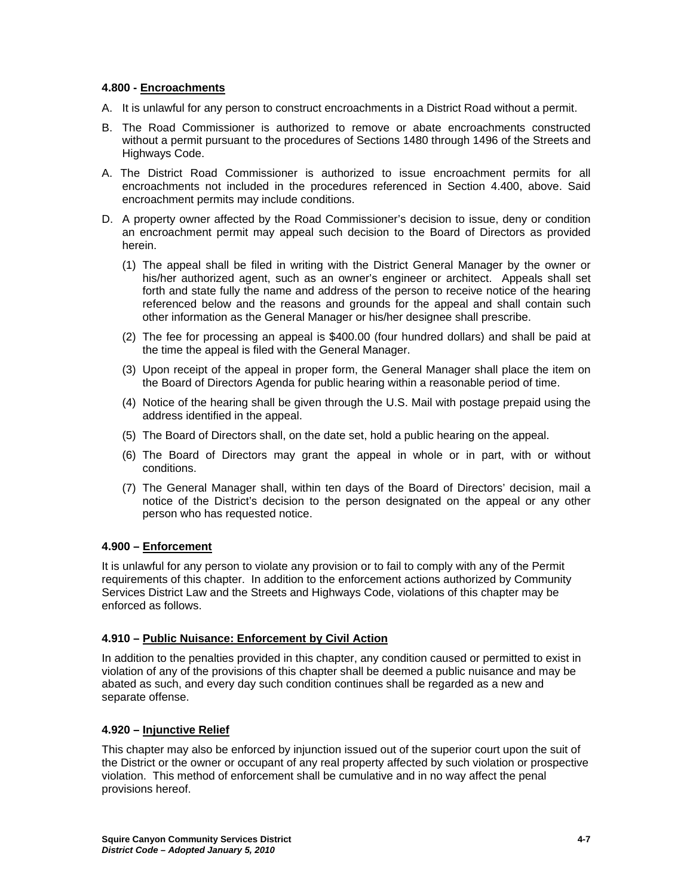### 4.800 - Encroachments

A. It is unlawful for any person to construct encroachments in a District Road without a permit.

B. The Road Commissioner is authorized to remove or abate encroachments constructed without a permit pursuant to the procedures of Sections 1480 through 1496 of the Streets and Highways Code.

A. The District Road Commissioner is authorized to issue encroachment permits for all encroachments not included in the procedures referenced in Section 4.400, above. Said encroachment permits may include conditions.

D. A property owner affected by the Road Commissioner's decision to issue, deny or condition an encroachment permit may appeal such decision to the Board of Directors as provided herein.

   (1) The appeal shall be filed in writing with the District General Manager by the owner or his/her authorized agent, such as an owner's engineer or architect. Appeals shall set forth and state fully the name and address of the person to receive notice of the hearing referenced below and the reasons and grounds for the appeal and shall contain such other information as the General Manager or his/her designee shall prescribe.

   (2) The fee for processing an appeal is $400.00 (four hundred dollars) and shall be paid at the time the appeal is filed with the General Manager.

   (3) Upon receipt of the appeal in proper form, the General Manager shall place the item on the Board of Directors Agenda for public hearing within a reasonable period of time.

   (4) Notice of the hearing shall be given through the U.S. Mail with postage prepaid using the address identified in the appeal.

   (5) The Board of Directors shall, on the date set, hold a public hearing on the appeal.

   (6) The Board of Directors may grant the appeal in whole or in part, with or without conditions.

   (7) The General Manager shall, within ten days of the Board of Directors' decision, mail a notice of the District's decision to the person designated on the appeal or any other person who has requested notice.

### 4.900 – Enforcement

It is unlawful for any person to violate any provision or to fail to comply with any of the Permit requirements of this chapter. In addition to the enforcement actions authorized by Community Services District Law and the Streets and Highways Code, violations of this chapter may be enforced as follows.

### 4.910 – Public Nuisance: Enforcement by Civil Action

In addition to the penalties provided in this chapter, any condition caused or permitted to exist in violation of any of the provisions of this chapter shall be deemed a public nuisance and may be abated as such, and every day such condition continues shall be regarded as a new and separate offense.

### 4.920 – Injunctive Relief

This chapter may also be enforced by injunction issued out of the superior court upon the suit of the District or the owner or occupant of any real property affected by such violation or prospective violation. This method of enforcement shall be cumulative and in no way affect the penal provisions hereof.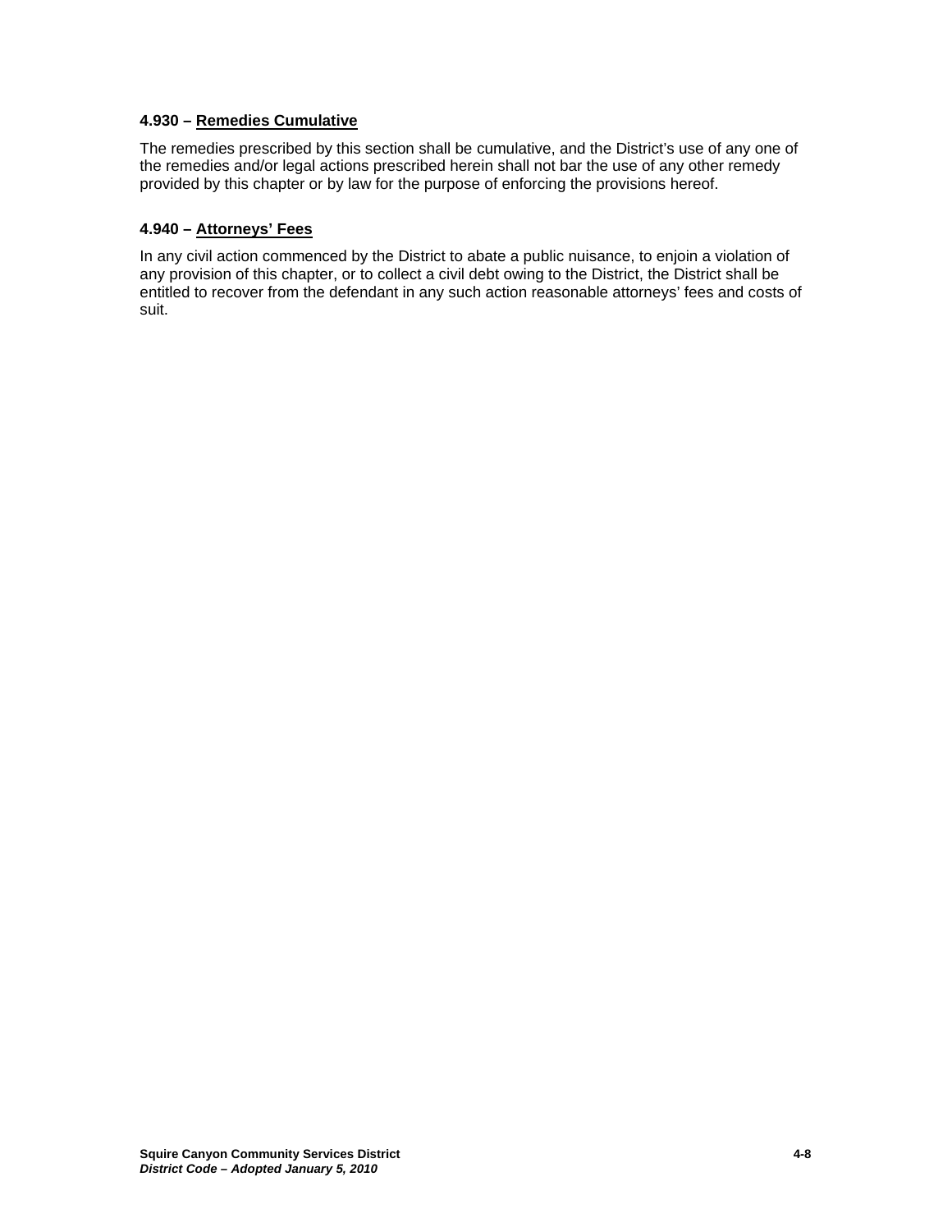### 4.930 – <u>Remedies Cumulative</u>

The remedies prescribed by this section shall be cumulative, and the District's use of any one of the remedies and/or legal actions prescribed herein shall not bar the use of any other remedy provided by this chapter or by law for the purpose of enforcing the provisions hereof.

### 4.940 – <u>Attorneys' Fees</u>

In any civil action commenced by the District to abate a public nuisance, to enjoin a violation of any provision of this chapter, or to collect a civil debt owing to the District, the District shall be entitled to recover from the defendant in any such action reasonable attorneys' fees and costs of suit.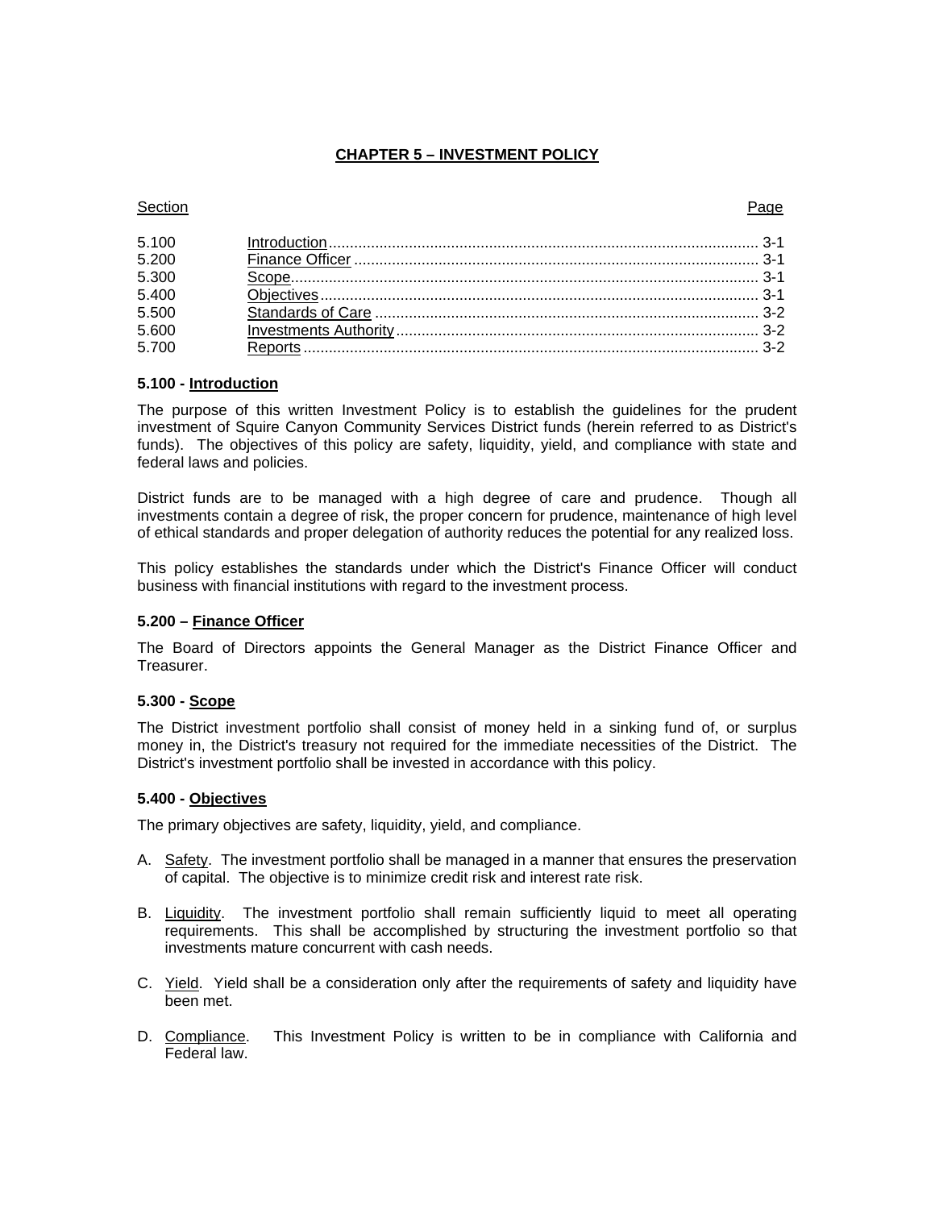# CHAPTER 5 – INVESTMENT POLICY

| Section | | Page |
|---|---|---|
| 5.100 | Introduction | 3-1 |
| 5.200 | Finance Officer | 3-1 |
| 5.300 | Scope | 3-1 |
| 5.400 | Objectives | 3-1 |
| 5.500 | Standards of Care | 3-2 |
| 5.600 | Investments Authority | 3-2 |
| 5.700 | Reports | 3-2 |

### 5.100 - Introduction

The purpose of this written Investment Policy is to establish the guidelines for the prudent investment of Squire Canyon Community Services District funds (herein referred to as District's funds). The objectives of this policy are safety, liquidity, yield, and compliance with state and federal laws and policies.

District funds are to be managed with a high degree of care and prudence. Though all investments contain a degree of risk, the proper concern for prudence, maintenance of high level of ethical standards and proper delegation of authority reduces the potential for any realized loss.

This policy establishes the standards under which the District's Finance Officer will conduct business with financial institutions with regard to the investment process.

### 5.200 – Finance Officer

The Board of Directors appoints the General Manager as the District Finance Officer and Treasurer.

### 5.300 - Scope

The District investment portfolio shall consist of money held in a sinking fund of, or surplus money in, the District's treasury not required for the immediate necessities of the District. The District's investment portfolio shall be invested in accordance with this policy.

### 5.400 - Objectives

The primary objectives are safety, liquidity, yield, and compliance.

A. Safety. The investment portfolio shall be managed in a manner that ensures the preservation of capital. The objective is to minimize credit risk and interest rate risk.

B. Liquidity. The investment portfolio shall remain sufficiently liquid to meet all operating requirements. This shall be accomplished by structuring the investment portfolio so that investments mature concurrent with cash needs.

C. Yield. Yield shall be a consideration only after the requirements of safety and liquidity have been met.

D. Compliance. This Investment Policy is written to be in compliance with California and Federal law.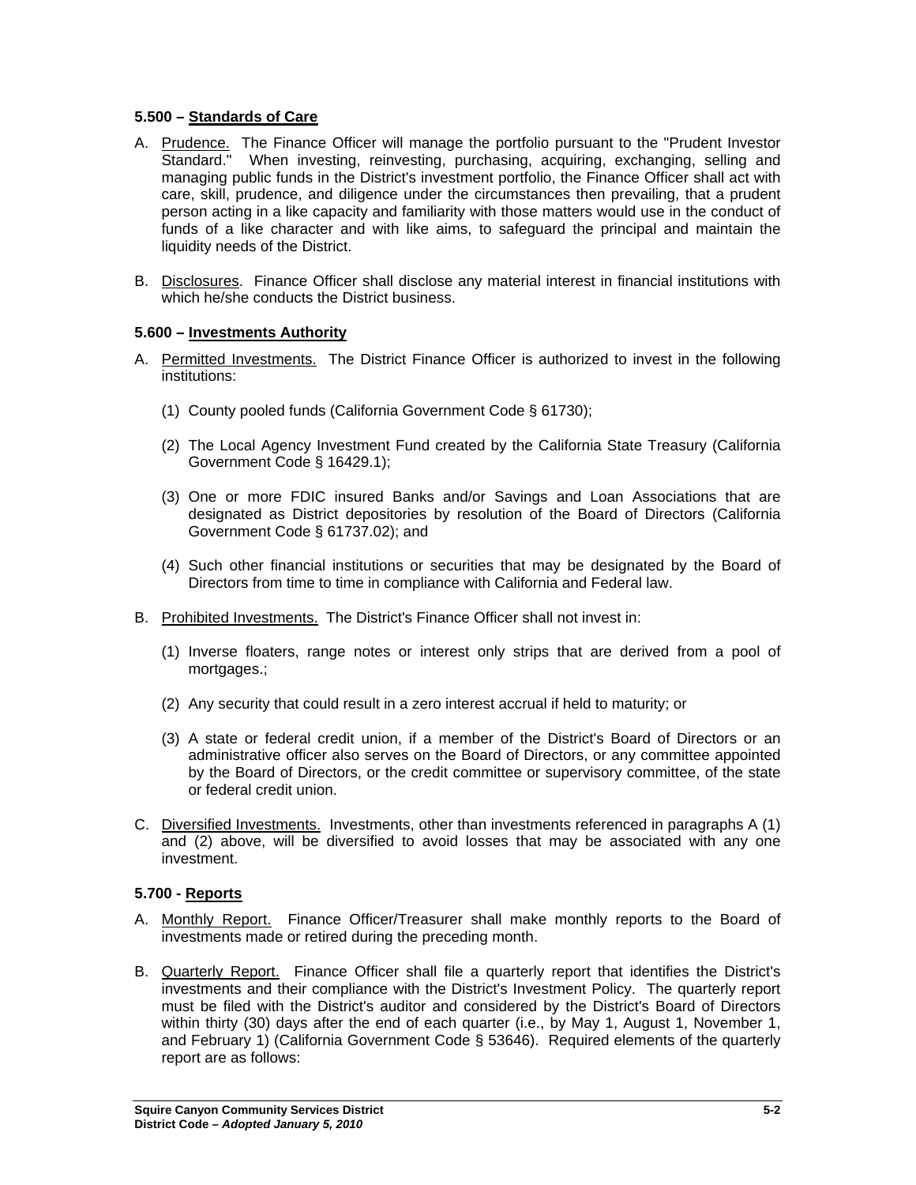### 5.500 – Standards of Care

A. Prudence. The Finance Officer will manage the portfolio pursuant to the "Prudent Investor Standard." When investing, reinvesting, purchasing, acquiring, exchanging, selling and managing public funds in the District's investment portfolio, the Finance Officer shall act with care, skill, prudence, and diligence under the circumstances then prevailing, that a prudent person acting in a like capacity and familiarity with those matters would use in the conduct of funds of a like character and with like aims, to safeguard the principal and maintain the liquidity needs of the District.

B. Disclosures. Finance Officer shall disclose any material interest in financial institutions with which he/she conducts the District business.

### 5.600 – Investments Authority

A. Permitted Investments. The District Finance Officer is authorized to invest in the following institutions:

(1) County pooled funds (California Government Code § 61730);

(2) The Local Agency Investment Fund created by the California State Treasury (California Government Code § 16429.1);

(3) One or more FDIC insured Banks and/or Savings and Loan Associations that are designated as District depositories by resolution of the Board of Directors (California Government Code § 61737.02); and

(4) Such other financial institutions or securities that may be designated by the Board of Directors from time to time in compliance with California and Federal law.

B. Prohibited Investments. The District's Finance Officer shall not invest in:

(1) Inverse floaters, range notes or interest only strips that are derived from a pool of mortgages.;

(2) Any security that could result in a zero interest accrual if held to maturity; or

(3) A state or federal credit union, if a member of the District's Board of Directors or an administrative officer also serves on the Board of Directors, or any committee appointed by the Board of Directors, or the credit committee or supervisory committee, of the state or federal credit union.

C. Diversified Investments. Investments, other than investments referenced in paragraphs A (1) and (2) above, will be diversified to avoid losses that may be associated with any one investment.

### 5.700 - Reports

A. Monthly Report. Finance Officer/Treasurer shall make monthly reports to the Board of investments made or retired during the preceding month.

B. Quarterly Report. Finance Officer shall file a quarterly report that identifies the District's investments and their compliance with the District's Investment Policy. The quarterly report must be filed with the District's auditor and considered by the District's Board of Directors within thirty (30) days after the end of each quarter (i.e., by May 1, August 1, November 1, and February 1) (California Government Code § 53646). Required elements of the quarterly report are as follows: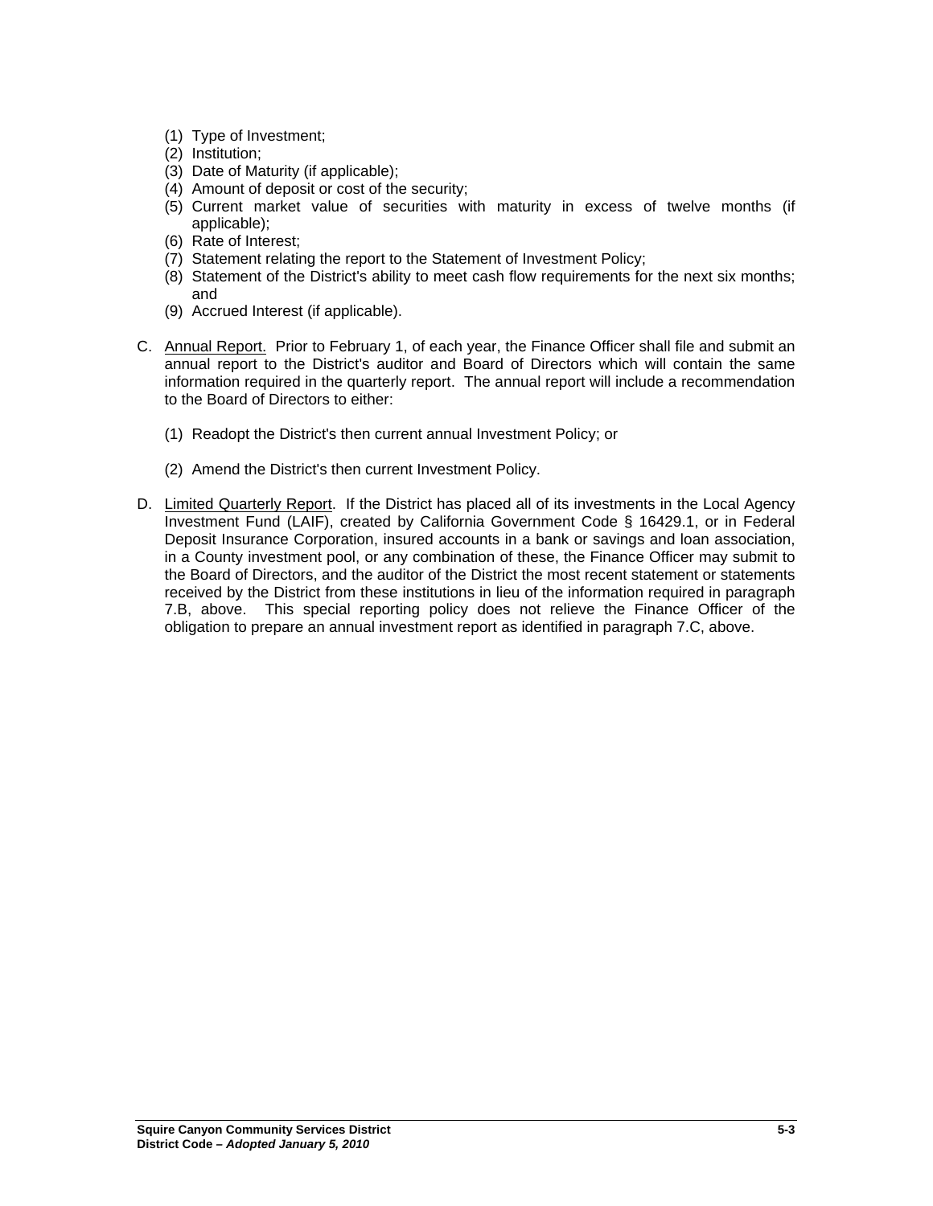(1) Type of Investment;
(2) Institution;
(3) Date of Maturity (if applicable);
(4) Amount of deposit or cost of the security;
(5) Current market value of securities with maturity in excess of twelve months (if applicable);
(6) Rate of Interest;
(7) Statement relating the report to the Statement of Investment Policy;
(8) Statement of the District's ability to meet cash flow requirements for the next six months; and
(9) Accrued Interest (if applicable).

C. Annual Report. Prior to February 1, of each year, the Finance Officer shall file and submit an annual report to the District's auditor and Board of Directors which will contain the same information required in the quarterly report. The annual report will include a recommendation to the Board of Directors to either:

(1) Readopt the District's then current annual Investment Policy; or

(2) Amend the District's then current Investment Policy.

D. Limited Quarterly Report. If the District has placed all of its investments in the Local Agency Investment Fund (LAIF), created by California Government Code § 16429.1, or in Federal Deposit Insurance Corporation, insured accounts in a bank or savings and loan association, in a County investment pool, or any combination of these, the Finance Officer may submit to the Board of Directors, and the auditor of the District the most recent statement or statements received by the District from these institutions in lieu of the information required in paragraph 7.B, above. This special reporting policy does not relieve the Finance Officer of the obligation to prepare an annual investment report as identified in paragraph 7.C, above.